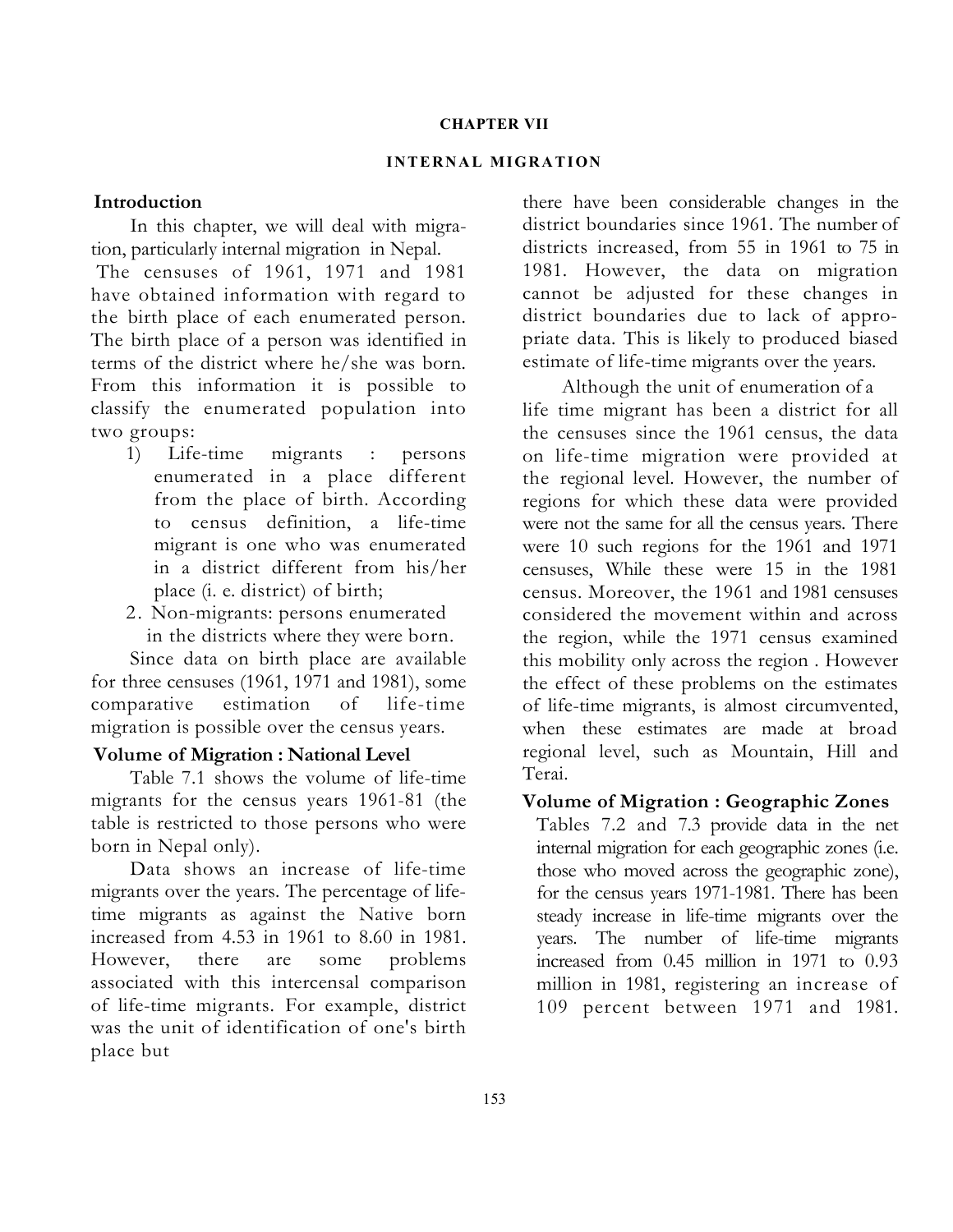# CHAPTER VII

## INTERNAL MIGRATION

### Introduction

In this chapter, we will deal with migration, particularly internal migration in Nepal. The censuses of 1961, 1971 and 1981 have obtained information with regard to the birth place of each enumerated person. The birth place of a person was identified in terms of the district where he/she was born. From this information it is possible to classify the enumerated population into two groups:

1) Life-time migrants : persons enumerated in a place different from the place of birth. According to census definition, a life-time migrant is one who was enumerated in a district different from his/her place (i. e. district) of birth;
2. Non-migrants: persons enumerated in the districts where they were born.

Since data on birth place are available for three censuses (1961, 1971 and 1981), some comparative estimation of life-time migration is possible over the census years.

### Volume of Migration : National Level

Table 7.1 shows the volume of life-time migrants for the census years 1961-81 (the table is restricted to those persons who were born in Nepal only).

Data shows an increase of life-time migrants over the years. The percentage of life-time migrants as against the Native born increased from 4.53 in 1961 to 8.60 in 1981. However, there are some problems associated with this intercensal comparison of life-time migrants. For example, district was the unit of identification of one's birth place but there have been considerable changes in the district boundaries since 1961. The number of districts increased, from 55 in 1961 to 75 in 1981. However, the data on migration cannot be adjusted for these changes in district boundaries due to lack of appropriate data. This is likely to produced biased estimate of life-time migrants over the years.

Although the unit of enumeration of a life time migrant has been a district for all the censuses since the 1961 census, the data on life-time migration were provided at the regional level. However, the number of regions for which these data were provided were not the same for all the census years. There were 10 such regions for the 1961 and 1971 censuses, While these were 15 in the 1981 census. Moreover, the 1961 and 1981 censuses considered the movement within and across the region, while the 1971 census examined this mobility only across the region . However the effect of these problems on the estimates of life-time migrants, is almost circumvented, when these estimates are made at broad regional level, such as Mountain, Hill and Terai.

### Volume of Migration : Geographic Zones

Tables 7.2 and 7.3 provide data in the net internal migration for each geographic zones (i.e. those who moved across the geographic zone), for the census years 1971-1981. There has been steady increase in life-time migrants over the years. The number of life-time migrants increased from 0.45 million in 1971 to 0.93 million in 1981, registering an increase of 109 percent between 1971 and 1981.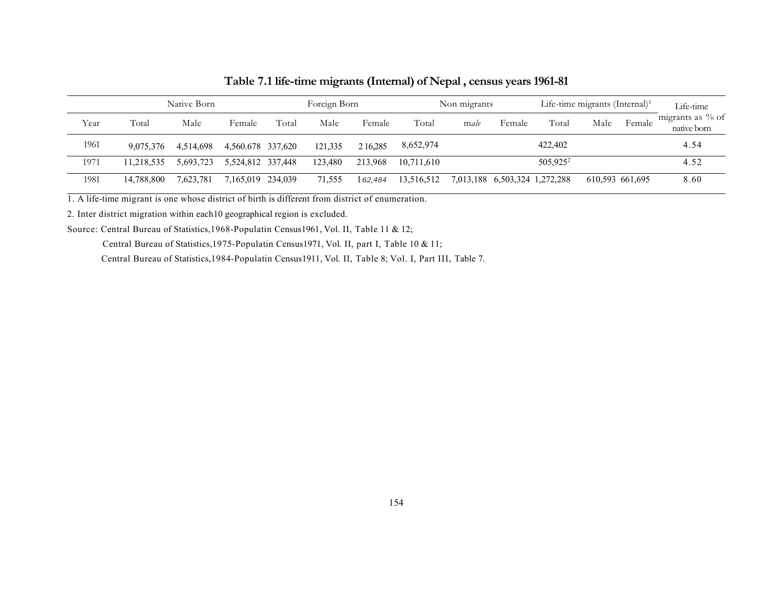## Table 7.1 life-time migrants (Internal) of Nepal , census years 1961-81

| Year | Native Born | | | Foreign Born | | | Non migrants | | | Life-time migrants (Internal)[1] | | | Life-time migrants as % of native born |
|---|---|---|---|---|---|---|---|---|---|---|---|---|---|
| | Total | Male | Female | Total | Male | Female | Total | male | Female | Total | Male | Female | |
| 1961 | 9,075,376 | 4,514,698 | 4,560.678 | 337,620 | 121,335 | 2 16,285 | 8,652,974 | | | 422,402 | | | 4.54 |
| 1971 | 11,218,535 | 5,693,723 | 5,524,812 | 337,448 | 123,480 | 213,968 | 10,711,610 | | | 505,925[2] | | | 4.52 |
| 1981 | 14,788,800 | 7,623,781 | 7,165,019 | 234,039 | 71,555 | 162,484 | 13,516,512 | 7,013,188 | 6,503,324 | 1,272,288 | 610,593 | 661,695 | 8.60 |

1. A life-time migrant is one whose district of birth is different from district of enumeration.

2. Inter district migration within each10 geographical region is excluded.

Source: Central Bureau of Statistics,1968-Populatin Census1961, Vol. II, Table 11 & 12;

Central Bureau of Statistics,1975-Populatin Census1971, Vol. II, part I, Table 10 & 11;

Central Bureau of Statistics,1984-Populatin Census1911, Vol. II, Table 8; Vol. I, Part III, Table 7.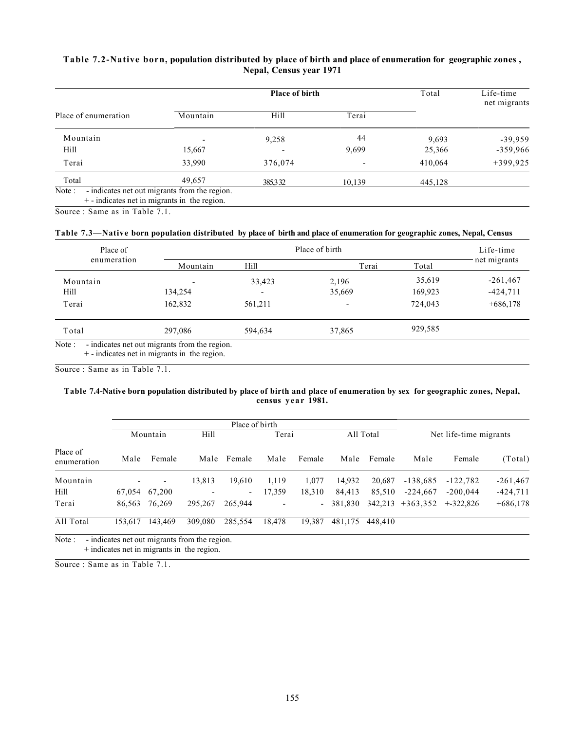**Table 7.2-Native born, population distributed by place of birth and place of enumeration for geographic zones, Nepal, Census year 1971**

| Place of enumeration | Place of birth | | | Total | Life-time net migrants |
|---|---|---|---|---|---|
| | Mountain | Hill | Terai | | |
| Mountain | - | 9,258 | 44 | 9,693 | -39,959 |
| Hill | 15,667 | - | 9,699 | 25,366 | -359,966 |
| Terai | 33,990 | 376,074 | - | 410,064 | +399,925 |
| Total | 49,657 | 385,332 | 10,139 | 445,128 | |

Note : - indicates net out migrants from the region.
+ - indicates net in migrants in the region.

Source : Same as in Table 7.1.

**Table 7.3—Native born population distributed by place of birth and place of enumeration for geographic zones, Nepal, Census**

| Place of enumeration | Place of birth | | | | Life-time net migrants |
|---|---|---|---|---|---|
| | Mountain | Hill | Terai | Total | |
| Mountain | - | 33,423 | 2,196 | 35,619 | -261,467 |
| Hill | 134,254 | - | 35,669 | 169,923 | -424,711 |
| Terai | 162,832 | 561,211 | - | 724,043 | +686,178 |
| Total | 297,086 | 594,634 | 37,865 | 929,585 | |

Note : - indicates net out migrants from the region.
+ - indicates net in migrants in the region.

Source : Same as in Table 7.1.

**Table 7.4-Native born population distributed by place of birth and place of enumeration by sex for geographic zones, Nepal, census year 1981.**

| Place of enumeration | Place of birth | | | | | | | | Net life-time migrants | | |
|---|---|---|---|---|---|---|---|---|---|---|---|
| | Mountain | | Hill | | Terai | | All Total | | | | |
| | Male | Female | Male | Female | Male | Female | Male | Female | Male | Female | (Total) |
| Mountain | - | - | 13,813 | 19,610 | 1,119 | 1,077 | 14,932 | 20,687 | -138,685 | -122,782 | -261,467 |
| Hill | 67,054 | 67,200 | - | - | 17,359 | 18,310 | 84,413 | 85,510 | -224,667 | -200,044 | -424,711 |
| Terai | 86,563 | 76,269 | 295,267 | 265,944 | - | - | 381,830 | 342,213 | +363,352 | +-322,826 | +686,178 |
| All Total | 153,617 | 143,469 | 309,080 | 285,554 | 18,478 | 19,387 | 481,175 | 448,410 | | | |

Note : - indicates net out migrants from the region.
+ indicates net in migrants in the region.

Source : Same as in Table 7.1.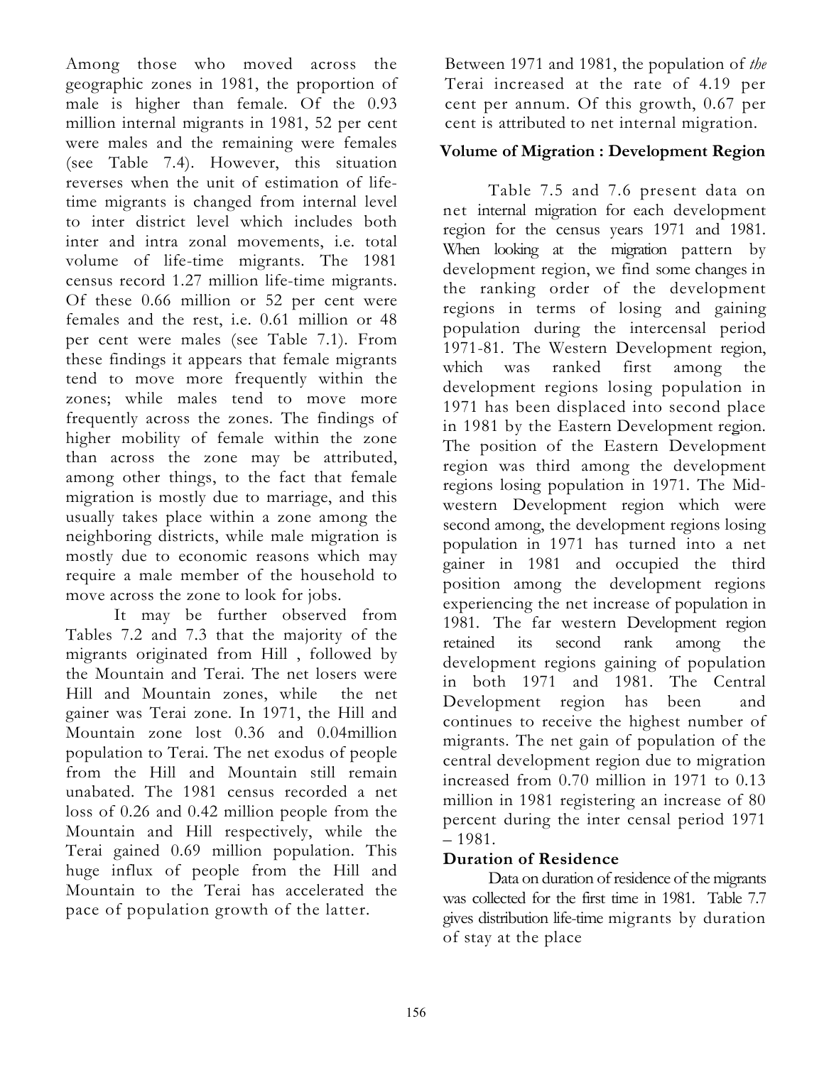Among those who moved across the geographic zones in 1981, the proportion of male is higher than female. Of the 0.93 million internal migrants in 1981, 52 per cent were males and the remaining were females (see Table 7.4). However, this situation reverses when the unit of estimation of life-time migrants is changed from internal level to inter district level which includes both inter and intra zonal movements, i.e. total volume of life-time migrants. The 1981 census record 1.27 million life-time migrants. Of these 0.66 million or 52 per cent were females and the rest, i.e. 0.61 million or 48 per cent were males (see Table 7.1). From these findings it appears that female migrants tend to move more frequently within the zones; while males tend to move more frequently across the zones. The findings of higher mobility of female within the zone than across the zone may be attributed, among other things, to the fact that female migration is mostly due to marriage, and this usually takes place within a zone among the neighboring districts, while male migration is mostly due to economic reasons which may require a male member of the household to move across the zone to look for jobs.

It may be further observed from Tables 7.2 and 7.3 that the majority of the migrants originated from Hill , followed by the Mountain and Terai. The net losers were Hill and Mountain zones, while the net gainer was Terai zone. In 1971, the Hill and Mountain zone lost 0.36 and 0.04million population to Terai. The net exodus of people from the Hill and Mountain still remain unabated. The 1981 census recorded a net loss of 0.26 and 0.42 million people from the Mountain and Hill respectively, while the Terai gained 0.69 million population. This huge influx of people from the Hill and Mountain to the Terai has accelerated the pace of population growth of the latter.

Between 1971 and 1981, the population of *the* Terai increased at the rate of 4.19 per cent per annum. Of this growth, 0.67 per cent is attributed to net internal migration.

## Volume of Migration : Development Region

Table 7.5 and 7.6 present data on net internal migration for each development region for the census years 1971 and 1981. When looking at the migration pattern by development region, we find some changes in the ranking order of the development regions in terms of losing and gaining population during the intercensal period 1971-81. The Western Development region, which was ranked first among the development regions losing population in 1971 has been displaced into second place in 1981 by the Eastern Development region. The position of the Eastern Development region was third among the development regions losing population in 1971. The Mid-western Development region which were second among, the development regions losing population in 1971 has turned into a net gainer in 1981 and occupied the third position among the development regions experiencing the net increase of population in 1981. The far western Development region retained its second rank among the development regions gaining of population in both 1971 and 1981. The Central Development region has been and continues to receive the highest number of migrants. The net gain of population of the central development region due to migration increased from 0.70 million in 1971 to 0.13 million in 1981 registering an increase of 80 percent during the inter censal period 1971 – 1981.

## Duration of Residence

Data on duration of residence of the migrants was collected for the first time in 1981. Table 7.7 gives distribution life-time migrants by duration of stay at the place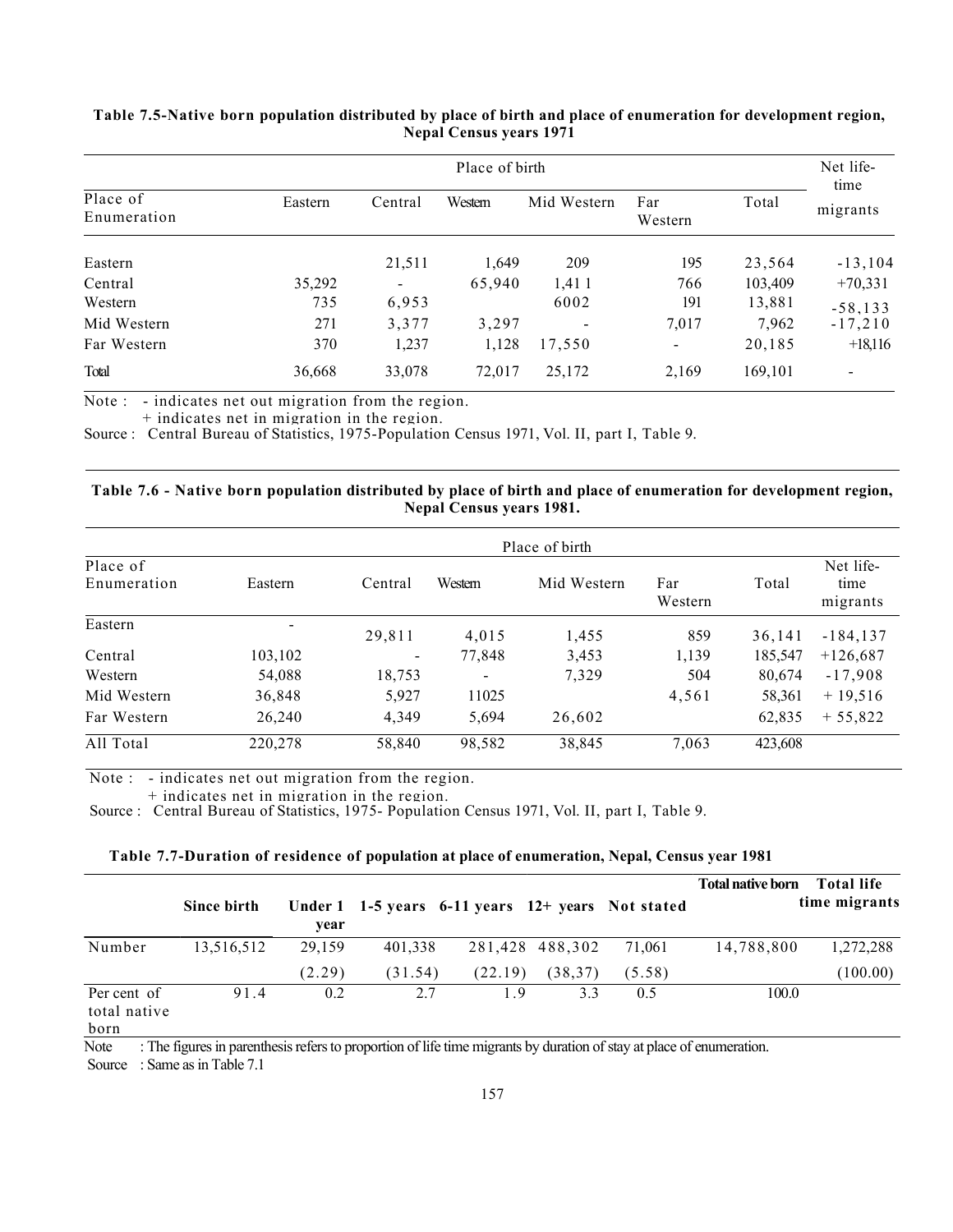**Table 7.5-Native born population distributed by place of birth and place of enumeration for development region, Nepal Census years 1971**

| Place of Enumeration | Place of birth | | | | | | Net life-time migrants |
|---|---|---|---|---|---|---|---|
| | Eastern | Central | Western | Mid Western | Far Western | Total | |
| Eastern | | 21,511 | 1,649 | 209 | 195 | 23,564 | -13,104 |
| Central | 35,292 | - | 65,940 | 1,41 1 | 766 | 103,409 | +70,331 |
| Western | 735 | 6,953 | | 6002 | 191 | 13,881 | -58,133 |
| Mid Western | 271 | 3,377 | 3,297 | - | 7,017 | 7,962 | -17,210 |
| Far Western | 370 | 1,237 | 1,128 | 17,550 | - | 20,185 | +18,116 |
| Total | 36,668 | 33,078 | 72,017 | 25,172 | 2,169 | 169,101 | - |

Note : - indicates net out migration from the region.
+ indicates net in migration in the region.

Source : Central Bureau of Statistics, 1975-Population Census 1971, Vol. II, part I, Table 9.

**Table 7.6 - Native born population distributed by place of birth and place of enumeration for development region, Nepal Census years 1981.**

| Place of Enumeration | Place of birth | | | | | | Net life-time migrants |
|---|---|---|---|---|---|---|---|
| | Eastern | Central | Western | Mid Western | Far Western | Total | |
| Eastern | - | 29,811 | 4,015 | 1,455 | 859 | 36,141 | -184,137 |
| Central | 103,102 | - | 77,848 | 3,453 | 1,139 | 185,547 | +126,687 |
| Western | 54,088 | 18,753 | - | 7,329 | 504 | 80,674 | -17,908 |
| Mid Western | 36,848 | 5,927 | 11025 | | 4,561 | 58,361 | + 19,516 |
| Far Western | 26,240 | 4,349 | 5,694 | 26,602 | | 62,835 | + 55,822 |
| All Total | 220,278 | 58,840 | 98,582 | 38,845 | 7,063 | 423,608 | |

Note : - indicates net out migration from the region.
+ indicates net in migration in the region.

Source : Central Bureau of Statistics, 1975- Population Census 1971, Vol. II, part I, Table 9.

**Table 7.7-Duration of residence of population at place of enumeration, Nepal, Census year 1981**

| | Since birth | Under 1 year | 1-5 years | 6-11 years | 12+ years | Not stated | Total native born | Total life time migrants |
|---|---|---|---|---|---|---|---|---|
| Number | 13,516,512 | 29,159 | 401,338 | 281,428 | 488,302 | 71,061 | 14,788,800 | 1,272,288 |
| | | (2.29) | (31.54) | (22.19) | (38,37) | (5.58) | | (100.00) |
| Per cent of total native born | 91.4 | 0.2 | 2.7 | 1.9 | 3.3 | 0.5 | 100.0 | |

Note : The figures in parenthesis refers to proportion of life time migrants by duration of stay at place of enumeration.

Source : Same as in Table 7.1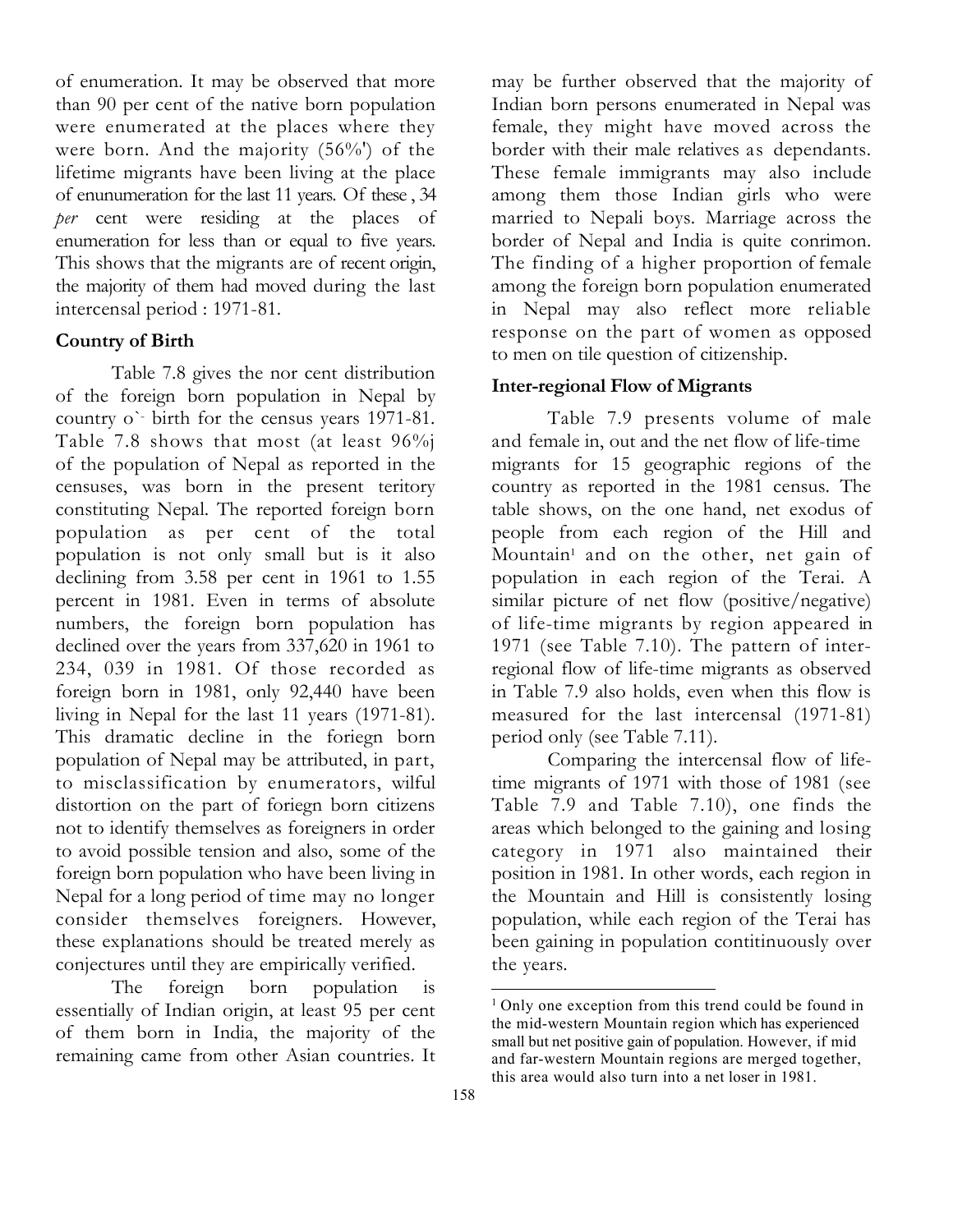of enumeration. It may be observed that more than 90 per cent of the native born population were enumerated at the places where they were born. And the majority (56%') of the lifetime migrants have been living at the place of enunumeration for the last 11 years. Of these , 34 *per* cent were residing at the places of enumeration for less than or equal to five years. This shows that the migrants are of recent origin, the majority of them had moved during the last intercensal period : 1971-81.

**Country of Birth**

Table 7.8 gives the nor cent distribution of the foreign born population in Nepal by country o`· birth for the census years 1971-81. Table 7.8 shows that most (at least 96%j of the population of Nepal as reported in the censuses, was born in the present teritory constituting Nepal. The reported foreign born population as per cent of the total population is not only small but is it also declining from 3.58 per cent in 1961 to 1.55 percent in 1981. Even in terms of absolute numbers, the foreign born population has declined over the years from 337,620 in 1961 to 234, 039 in 1981. Of those recorded as foreign born in 1981, only 92,440 have been living in Nepal for the last 11 years (1971-81). This dramatic decline in the foriegn born population of Nepal may be attributed, in part, to misclassification by enumerators, wilful distortion on the part of foriegn born citizens not to identify themselves as foreigners in order to avoid possible tension and also, some of the foreign born population who have been living in Nepal for a long period of time may no longer consider themselves foreigners. However, these explanations should be treated merely as conjectures until they are empirically verified.

The foreign born population is essentially of Indian origin, at least 95 per cent of them born in India, the majority of the remaining came from other Asian countries. It may be further observed that the majority of Indian born persons enumerated in Nepal was female, they might have moved across the border with their male relatives as dependants. These female immigrants may also include among them those Indian girls who were married to Nepali boys. Marriage across the border of Nepal and India is quite conrimon. The finding of a higher proportion of female among the foreign born population enumerated in Nepal may also reflect more reliable response on the part of women as opposed to men on tile question of citizenship.

**Inter-regional Flow of Migrants**

Table 7.9 presents volume of male and female in, out and the net flow of life-time migrants for 15 geographic regions of the country as reported in the 1981 census. The table shows, on the one hand, net exodus of people from each region of the Hill and Mountain[1] and on the other, net gain of population in each region of the Terai. A similar picture of net flow (positive/negative) of life-time migrants by region appeared in 1971 (see Table 7.10). The pattern of inter-regional flow of life-time migrants as observed in Table 7.9 also holds, even when this flow is measured for the last intercensal (1971-81) period only (see Table 7.11).

Comparing the intercensal flow of life-time migrants of 1971 with those of 1981 (see Table 7.9 and Table 7.10), one finds the areas which belonged to the gaining and losing category in 1971 also maintained their position in 1981. In other words, each region in the Mountain and Hill is consistently losing population, while each region of the Terai has been gaining in population contitinuously over the years.

[1] Only one exception from this trend could be found in the mid-western Mountain region which has experienced small but net positive gain of population. However, if mid and far-western Mountain regions are merged together, this area would also turn into a net loser in 1981.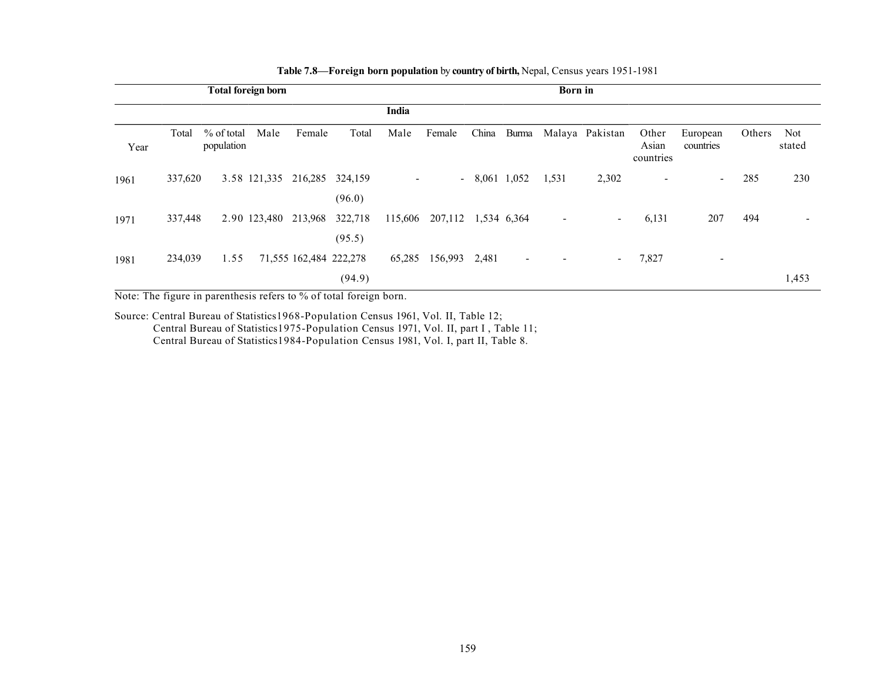**Table 7.8—Foreign born population by country of birth,** Nepal, Census years 1951-1981

| Year | Total foreign born | | | | Born in | | | | | | | | | | |
|---|---|---|---|---|---|---|---|---|---|---|---|---|---|---|---|
| | | | | | India | | | | | | | | | | |
| | Total | % of total population | Male | Female | Total | Male | Female | China | Burma | Malaya | Pakistan | Other Asian countries | European countries | Others | Not stated |
| 1961 | 337,620 | 3.58 | 121,335 | 216,285 | 324,159 (96.0) | - | - | 8,061 | 1,052 | 1,531 | 2,302 | - | - | 285 | 230 |
| 1971 | 337,448 | 2.90 | 123,480 | 213,968 | 322,718 (95.5) | 115,606 | 207,112 | 1,534 | 6,364 | - | - | 6,131 | 207 | 494 | - |
| 1981 | 234,039 | 1.55 | 71,555 | 162,484 | 222,278 (94.9) | 65,285 | 156,993 | 2,481 | - | - | - | 7,827 | - | | 1,453 |

Note: The figure in parenthesis refers to % of total foreign born.

Source: Central Bureau of Statistics1968-Population Census 1961, Vol. II, Table 12;
Central Bureau of Statistics1975-Population Census 1971, Vol. II, part I , Table 11;
Central Bureau of Statistics1984-Population Census 1981, Vol. I, part II, Table 8.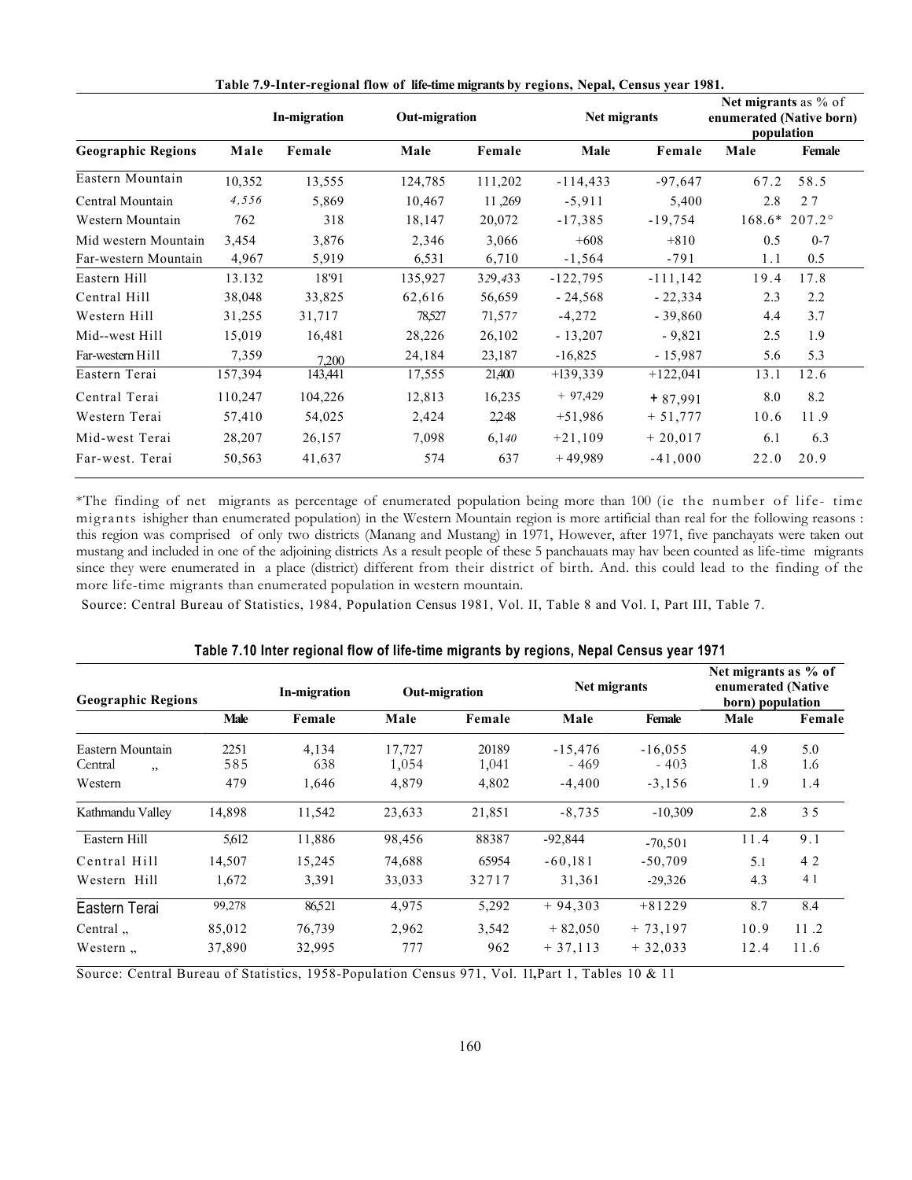**Table 7.9-Inter-regional flow of life-time migrants by regions, Nepal, Census year 1981.**

| | In-migration | | Out-migration | | Net migrants | | Net migrants as % of enumerated (Native born) population | |
|---|---|---|---|---|---|---|---|---|
| **Geographic Regions** | **Male** | **Female** | **Male** | **Female** | **Male** | **Female** | **Male** | **Female** |
| Eastern Mountain | 10,352 | 13,555 | 124,785 | 111,202 | -114,433 | -97,647 | 67.2 | 58.5 |
| Central Mountain | 4,556 | 5,869 | 10,467 | 11,269 | -5,911 | 5,400 | 2.8 | 2 7 |
| Western Mountain | 762 | 318 | 18,147 | 20,072 | -17,385 | -19,754 | 168.6* | 207.2° |
| Mid western Mountain | 3,454 | 3,876 | 2,346 | 3,066 | +608 | +810 | 0.5 | 0-7 |
| Far-western Mountain | 4,967 | 5,919 | 6,531 | 6,710 | -1,564 | -791 | 1.1 | 0.5 |
| Eastern Hill | 13.132 | 18'91 | 135,927 | 329,433 | -122,795 | -111,142 | 19.4 | 17.8 |
| Central Hill | 38,048 | 33,825 | 62,616 | 56,659 | - 24,568 | - 22,334 | 2.3 | 2.2 |
| Western Hill | 31,255 | 31,717 | 78,527 | 71,577 | -4,272 | - 39,860 | 4.4 | 3.7 |
| Mid--west Hill | 15,019 | 16,481 | 28,226 | 26,102 | - 13,207 | - 9,821 | 2.5 | 1.9 |
| Far-western Hill | 7,359 | 7,200 | 24,184 | 23,187 | -16,825 | - 15,987 | 5.6 | 5.3 |
| Eastern Terai | 157,394 | 143,441 | 17,555 | 21,400 | +139,339 | +122,041 | 13.1 | 12.6 |
| Central Terai | 110,247 | 104,226 | 12,813 | 16,235 | + 97,429 | + 87,991 | 8.0 | 8.2 |
| Western Terai | 57,410 | 54,025 | 2,424 | 2,248 | +51,986 | + 51,777 | 10.6 | 11.9 |
| Mid-west Terai | 28,207 | 26,157 | 7,098 | 6,140 | +21,109 | + 20,017 | 6.1 | 6.3 |
| Far-west. Terai | 50,563 | 41,637 | 574 | 637 | +49,989 | -41,000 | 22.0 | 20.9 |

*The finding of net migrants as percentage of enumerated population being more than 100 (ie the number of life- time migrants ishigher than enumerated population) in the Western Mountain region is more artificial than real for the following reasons : this region was comprised of only two districts (Manang and Mustang) in 1971, However, after 1971, five panchayats were taken out mustang and included in one of the adjoining districts As a result people of these 5 panchauats may hav been counted as life-time migrants since they were enumerated in a place (district) different from their district of birth. And. this could lead to the finding of the more life-time migrants than enumerated population in western mountain.

Source: Central Bureau of Statistics, 1984, Population Census 1981, Vol. II, Table 8 and Vol. I, Part III, Table 7.

**Table 7.10 Inter regional flow of life-time migrants by regions, Nepal Census year 1971**

| Geographic Regions | In-migration | | Out-migration | | Net migrants | | Net migrants as % of enumerated (Native born) population | |
|---|---|---|---|---|---|---|---|---|
| | **Male** | **Female** | **Male** | **Female** | **Male** | **Female** | **Male** | **Female** |
| Eastern Mountain | 2251 | 4,134 | 17,727 | 20189 | -15,476 | -16,055 | 4.9 | 5.0 |
| Central ,, | 585 | 638 | 1,054 | 1,041 | - 469 | - 403 | 1.8 | 1.6 |
| Western | 479 | 1,646 | 4,879 | 4,802 | -4,400 | -3,156 | 1.9 | 1.4 |
| Kathmandu Valley | 14,898 | 11,542 | 23,633 | 21,851 | -8,735 | -10,309 | 2.8 | 3 5 |
| Eastern Hill | 5,612 | 11,886 | 98,456 | 88387 | -92,844 | -70,501 | 11.4 | 9.1 |
| Central Hill | 14,507 | 15,245 | 74,688 | 65954 | -60,181 | -50,709 | 5.1 | 4 2 |
| Western Hill | 1,672 | 3,391 | 33,033 | 32717 | 31,361 | -29,326 | 4.3 | 4 1 |
| Eastern Terai | 99,278 | 86,521 | 4,975 | 5,292 | + 94,303 | +81229 | 8.7 | 8.4 |
| Central ,, | 85,012 | 76,739 | 2,962 | 3,542 | + 82,050 | + 73,197 | 10.9 | 11 .2 |
| Western ,, | 37,890 | 32,995 | 777 | 962 | + 37,113 | + 32,033 | 12.4 | 11.6 |

Source: Central Bureau of Statistics, 1958-Population Census 971, Vol. 11, Part 1, Tables 10 & 11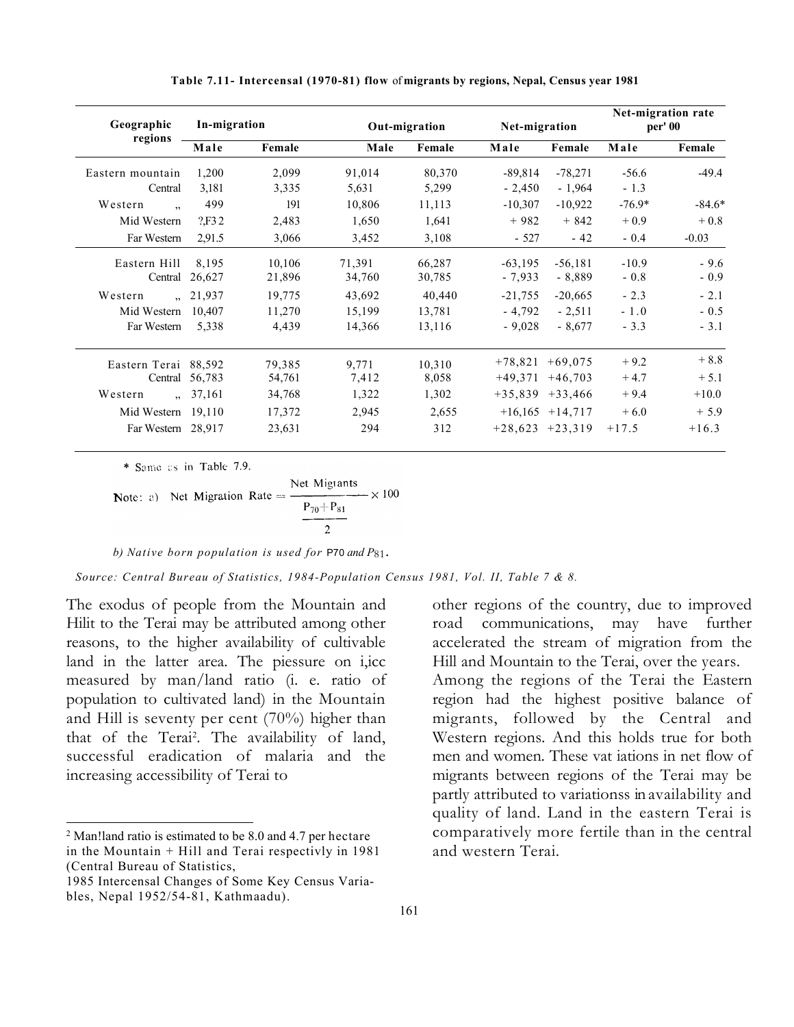**Table 7.11- Intercensal (1970-81) flow of migrants by regions, Nepal, Census year 1981**

| Geographic regions | In-migration | | Out-migration | | Net-migration | | Net-migration rate per' 00 | |
|---|---|---|---|---|---|---|---|---|
| | Male | Female | Male | Female | Male | Female | Male | Female |
| Eastern mountain | 1,200 | 2,099 | 91,014 | 80,370 | -89,814 | -78,271 | -56.6 | -49.4 |
| Central | 3,181 | 3,335 | 5,631 | 5,299 | - 2,450 | - 1,964 | - 1.3 | |
| Western ,, | 499 | 191 | 10,806 | 11,113 | -10,307 | -10,922 | -76.9* | -84.6* |
| Mid Western | ?,F32 | 2,483 | 1,650 | 1,641 | + 982 | + 842 | + 0.9 | + 0.8 |
| Far Western | 2,91.5 | 3,066 | 3,452 | 3,108 | - 527 | - 42 | - 0.4 | -0.03 |
| Eastern Hill | 8,195 | 10,106 | 71,391 | 66,287 | -63,195 | -56,181 | -10.9 | - 9.6 |
| Central | 26,627 | 21,896 | 34,760 | 30,785 | - 7,933 | - 8,889 | - 0.8 | - 0.9 |
| Western ,, | 21,937 | 19,775 | 43,692 | 40,440 | -21,755 | -20,665 | - 2.3 | - 2.1 |
| Mid Western | 10,407 | 11,270 | 15,199 | 13,781 | - 4,792 | - 2,511 | - 1.0 | - 0.5 |
| Far Western | 5,338 | 4,439 | 14,366 | 13,116 | - 9,028 | - 8,677 | - 3.3 | - 3.1 |
| Eastern Terai | 88,592 | 79,385 | 9,771 | 10,310 | +78,821 | +69,075 | + 9.2 | + 8.8 |
| Central | 56,783 | 54,761 | 7,412 | 8,058 | +49,371 | +46,703 | + 4.7 | + 5.1 |
| Western ,, | 37,161 | 34,768 | 1,322 | 1,302 | +35,839 | +33,466 | + 9.4 | +10.0 |
| Mid Western | 19,110 | 17,372 | 2,945 | 2,655 | +16,165 | +14,717 | + 6.0 | + 5.9 |
| Far Western | 28,917 | 23,631 | 294 | 312 | +28,623 | +23,319 | +17.5 | +16.3 |

\* Same as in Table 7.9.

Note: a) Net Migration Rate $= \dfrac{\text{Net Migrants}}{\dfrac{P_{70}+P_{81}}{2}} \times 100$

*b) Native born population is used for $P_{70}$ and $P_{81}$.*

*Source: Central Bureau of Statistics, 1984-Population Census 1981, Vol. II, Table 7 & 8.*

The exodus of people from the Mountain and Hilit to the Terai may be attributed among other reasons, to the higher availability of cultivable land in the latter area. The piessure on i,icc measured by man/land ratio (i. e. ratio of population to cultivated land) in the Mountain and Hill is seventy per cent (70%) higher than that of the Terai[2]. The availability of land, successful eradication of malaria and the increasing accessibility of Terai to other regions of the country, due to improved road communications, may have further accelerated the stream of migration from the Hill and Mountain to the Terai, over the years.

Among the regions of the Terai the Eastern region had the highest positive balance of migrants, followed by the Central and Western regions. And this holds true for both men and women. These vat iations in net flow of migrants between regions of the Terai may be partly attributed to variationss in availability and quality of land. Land in the eastern Terai is comparatively more fertile than in the central and western Terai.

---

[2] Man!land ratio is estimated to be 8.0 and 4.7 per hectare in the Mountain + Hill and Terai respectivly in 1981 (Central Bureau of Statistics, 1985 Intercensal Changes of Some Key Census Variables, Nepal 1952/54-81, Kathmaadu).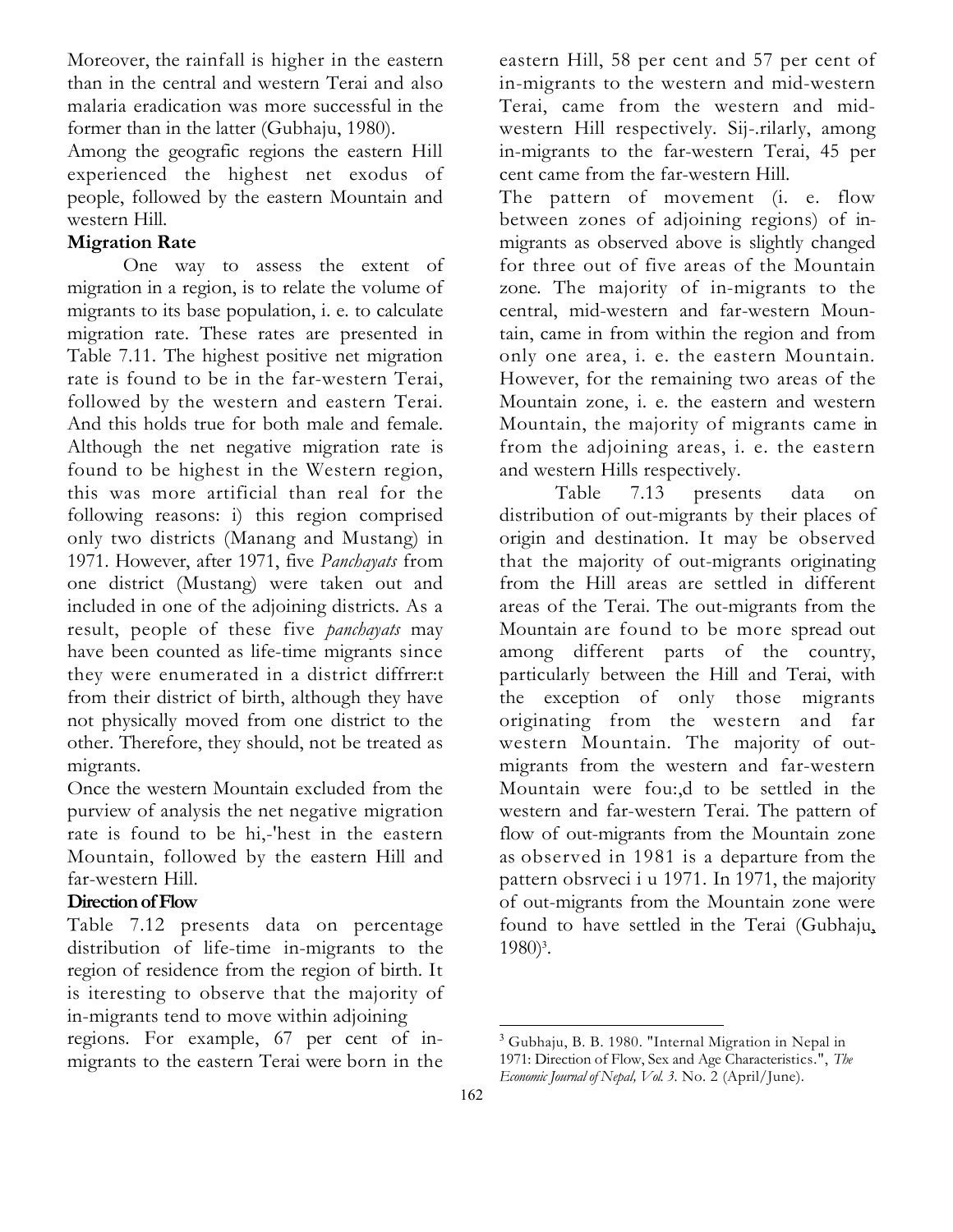Moreover, the rainfall is higher in the eastern than in the central and western Terai and also malaria eradication was more successful in the former than in the latter (Gubhaju, 1980).

Among the geografic regions the eastern Hill experienced the highest net exodus of people, followed by the eastern Mountain and western Hill.

**Migration Rate**

One way to assess the extent of migration in a region, is to relate the volume of migrants to its base population, i. e. to calculate migration rate. These rates are presented in Table 7.11. The highest positive net migration rate is found to be in the far-western Terai, followed by the western and eastern Terai. And this holds true for both male and female. Although the net negative migration rate is found to be highest in the Western region, this was more artificial than real for the following reasons: i) this region comprised only two districts (Manang and Mustang) in 1971. However, after 1971, five *Panchayats* from one district (Mustang) were taken out and included in one of the adjoining districts. As a result, people of these five *panchayats* may have been counted as life-time migrants since they were enumerated in a district diffrrer:t from their district of birth, although they have not physically moved from one district to the other. Therefore, they should, not be treated as migrants.

Once the western Mountain excluded from the purview of analysis the net negative migration rate is found to be hi,-'hest in the eastern Mountain, followed by the eastern Hill and far-western Hill.

**Direction of Flow**

Table 7.12 presents data on percentage distribution of life-time in-migrants to the region of residence from the region of birth. It is iteresting to observe that the majority of in-migrants tend to move within adjoining regions. For example, 67 per cent of in-migrants to the eastern Terai were born in the eastern Hill, 58 per cent and 57 per cent of in-migrants to the western and mid-western Terai, came from the western and mid-western Hill respectively. Sij-.rilarly, among in-migrants to the far-western Terai, 45 per cent came from the far-western Hill.

The pattern of movement (i. e. flow between zones of adjoining regions) of in-migrants as observed above is slightly changed for three out of five areas of the Mountain zone. The majority of in-migrants to the central, mid-western and far-western Mountain, came in from within the region and from only one area, i. e. the eastern Mountain. However, for the remaining two areas of the Mountain zone, i. e. the eastern and western Mountain, the majority of migrants came in from the adjoining areas, i. e. the eastern and western Hills respectively.

Table 7.13 presents data on distribution of out-migrants by their places of origin and destination. It may be observed that the majority of out-migrants originating from the Hill areas are settled in different areas of the Terai. The out-migrants from the Mountain are found to be more spread out among different parts of the country, particularly between the Hill and Terai, with the exception of only those migrants originating from the western and far western Mountain. The majority of out-migrants from the western and far-western Mountain were fou:,d to be settled in the western and far-western Terai. The pattern of flow of out-migrants from the Mountain zone as observed in 1981 is a departure from the pattern obsrveci i u 1971. In 1971, the majority of out-migrants from the Mountain zone were found to have settled in the Terai (Gubhaju, 1980)[3].

---

[3] Gubhaju, B. B. 1980. "Internal Migration in Nepal in 1971: Direction of Flow, Sex and Age Characteristics.", *The Economic Journal of Nepal, Vol. 3.* No. 2 (April/June).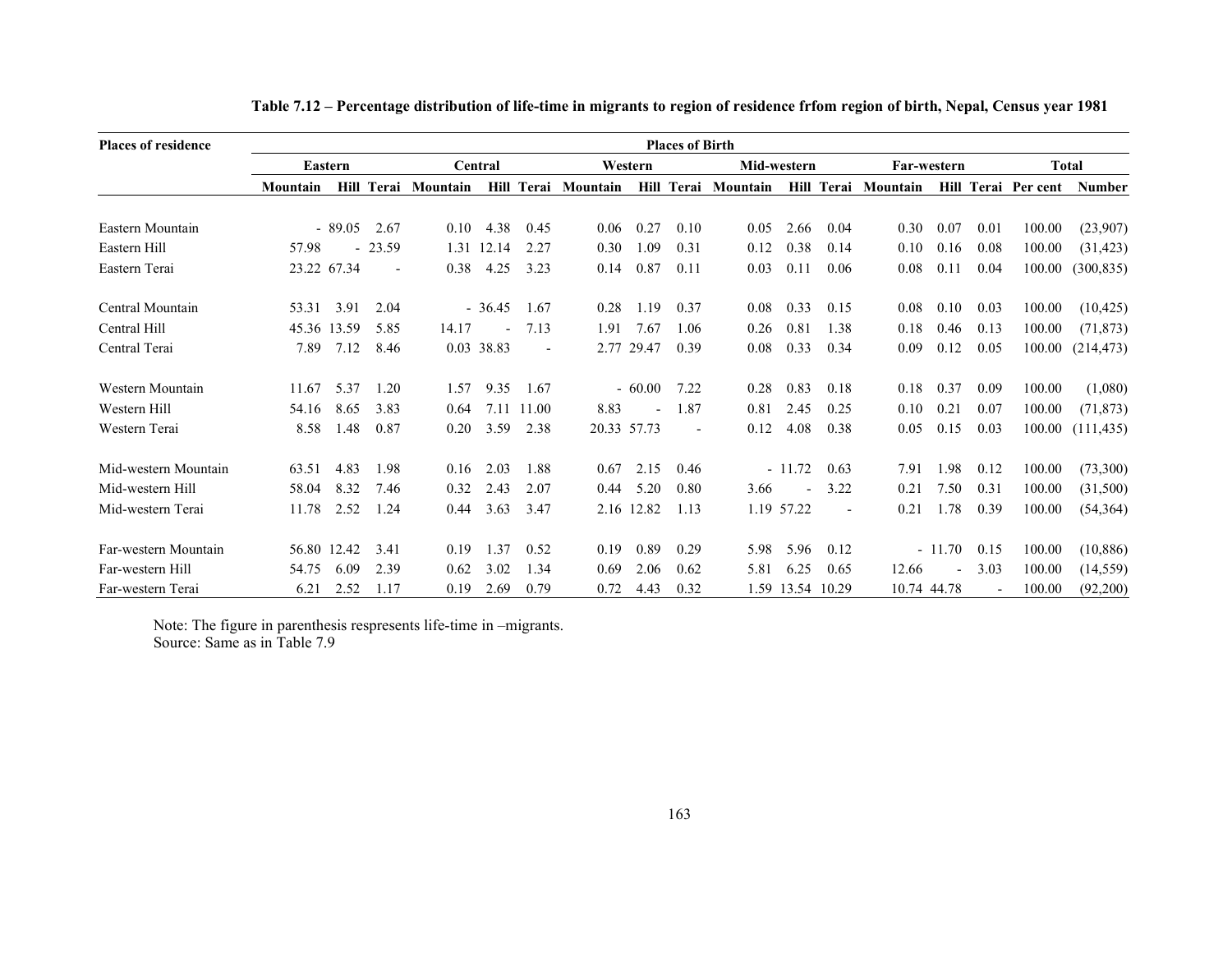**Table 7.12 – Percentage distribution of life-time in migrants to region of residence frfom region of birth, Nepal, Census year 1981**

| Places of residence | Places of Birth | | | | | | | | | | | | | | | | |
|---|---|---|---|---|---|---|---|---|---|---|---|---|---|---|---|---|---|
| | Eastern | | | Central | | | Western | | | Mid-western | | | Far-western | | | Total | |
| | Mountain | Hill | Terai | Mountain | Hill | Terai | Mountain | Hill | Terai | Mountain | Hill | Terai | Mountain | Hill | Terai | Per cent | Number |
| Eastern Mountain | - | 89.05 | 2.67 | 0.10 | 4.38 | 0.45 | 0.06 | 0.27 | 0.10 | 0.05 | 2.66 | 0.04 | 0.30 | 0.07 | 0.01 | 100.00 | (23,907) |
| Eastern Hill | 57.98 | - | 23.59 | 1.31 | 12.14 | 2.27 | 0.30 | 1.09 | 0.31 | 0.12 | 0.38 | 0.14 | 0.10 | 0.16 | 0.08 | 100.00 | (31,423) |
| Eastern Terai | 23.22 | 67.34 | - | 0.38 | 4.25 | 3.23 | 0.14 | 0.87 | 0.11 | 0.03 | 0.11 | 0.06 | 0.08 | 0.11 | 0.04 | 100.00 | (300,835) |
| Central Mountain | 53.31 | 3.91 | 2.04 | - | 36.45 | 1.67 | 0.28 | 1.19 | 0.37 | 0.08 | 0.33 | 0.15 | 0.08 | 0.10 | 0.03 | 100.00 | (10,425) |
| Central Hill | 45.36 | 13.59 | 5.85 | 14.17 | - | 7.13 | 1.91 | 7.67 | 1.06 | 0.26 | 0.81 | 1.38 | 0.18 | 0.46 | 0.13 | 100.00 | (71,873) |
| Central Terai | 7.89 | 7.12 | 8.46 | 0.03 | 38.83 | - | 2.77 | 29.47 | 0.39 | 0.08 | 0.33 | 0.34 | 0.09 | 0.12 | 0.05 | 100.00 | (214,473) |
| Western Mountain | 11.67 | 5.37 | 1.20 | 1.57 | 9.35 | 1.67 | - | 60.00 | 7.22 | 0.28 | 0.83 | 0.18 | 0.18 | 0.37 | 0.09 | 100.00 | (1,080) |
| Western Hill | 54.16 | 8.65 | 3.83 | 0.64 | 7.11 | 11.00 | 8.83 | - | 1.87 | 0.81 | 2.45 | 0.25 | 0.10 | 0.21 | 0.07 | 100.00 | (71,873) |
| Western Terai | 8.58 | 1.48 | 0.87 | 0.20 | 3.59 | 2.38 | 20.33 | 57.73 | - | 0.12 | 4.08 | 0.38 | 0.05 | 0.15 | 0.03 | 100.00 | (111,435) |
| Mid-western Mountain | 63.51 | 4.83 | 1.98 | 0.16 | 2.03 | 1.88 | 0.67 | 2.15 | 0.46 | - | 11.72 | 0.63 | 7.91 | 1.98 | 0.12 | 100.00 | (73,300) |
| Mid-western Hill | 58.04 | 8.32 | 7.46 | 0.32 | 2.43 | 2.07 | 0.44 | 5.20 | 0.80 | 3.66 | - | 3.22 | 0.21 | 7.50 | 0.31 | 100.00 | (31,500) |
| Mid-western Terai | 11.78 | 2.52 | 1.24 | 0.44 | 3.63 | 3.47 | 2.16 | 12.82 | 1.13 | 1.19 | 57.22 | - | 0.21 | 1.78 | 0.39 | 100.00 | (54,364) |
| Far-western Mountain | 56.80 | 12.42 | 3.41 | 0.19 | 1.37 | 0.52 | 0.19 | 0.89 | 0.29 | 5.98 | 5.96 | 0.12 | - | 11.70 | 0.15 | 100.00 | (10,886) |
| Far-western Hill | 54.75 | 6.09 | 2.39 | 0.62 | 3.02 | 1.34 | 0.69 | 2.06 | 0.62 | 5.81 | 6.25 | 0.65 | 12.66 | - | 3.03 | 100.00 | (14,559) |
| Far-western Terai | 6.21 | 2.52 | 1.17 | 0.19 | 2.69 | 0.79 | 0.72 | 4.43 | 0.32 | 1.59 | 13.54 | 10.29 | 10.74 | 44.78 | - | 100.00 | (92,200) |

Note: The figure in parenthesis respresents life-time in –migrants.
Source: Same as in Table 7.9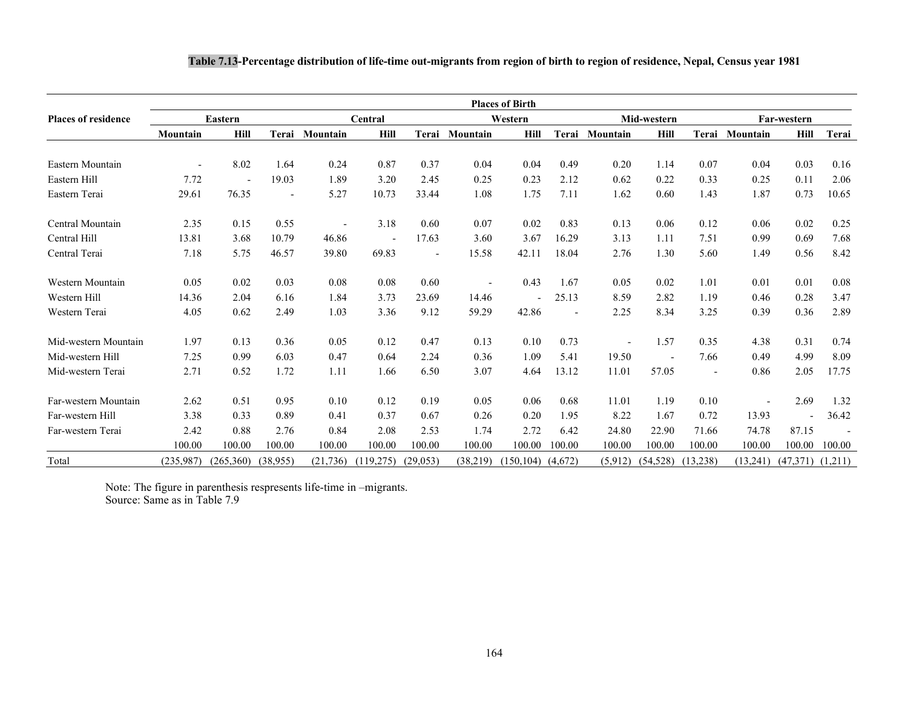**Table 7.13-Percentage distribution of life-time out-migrants from region of birth to region of residence, Nepal, Census year 1981**

| Places of residence | Places of Birth | | | | | | | | | | | | | | |
|---|---|---|---|---|---|---|---|---|---|---|---|---|---|---|---|
| | Eastern | | | Central | | | Western | | | Mid-western | | | Far-western | | |
| | Mountain | Hill | Terai | Mountain | Hill | Terai | Mountain | Hill | Terai | Mountain | Hill | Terai | Mountain | Hill | Terai |
| Eastern Mountain | - | 8.02 | 1.64 | 0.24 | 0.87 | 0.37 | 0.04 | 0.04 | 0.49 | 0.20 | 1.14 | 0.07 | 0.04 | 0.03 | 0.16 |
| Eastern Hill | 7.72 | - | 19.03 | 1.89 | 3.20 | 2.45 | 0.25 | 0.23 | 2.12 | 0.62 | 0.22 | 0.33 | 0.25 | 0.11 | 2.06 |
| Eastern Terai | 29.61 | 76.35 | - | 5.27 | 10.73 | 33.44 | 1.08 | 1.75 | 7.11 | 1.62 | 0.60 | 1.43 | 1.87 | 0.73 | 10.65 |
| Central Mountain | 2.35 | 0.15 | 0.55 | - | 3.18 | 0.60 | 0.07 | 0.02 | 0.83 | 0.13 | 0.06 | 0.12 | 0.06 | 0.02 | 0.25 |
| Central Hill | 13.81 | 3.68 | 10.79 | 46.86 | - | 17.63 | 3.60 | 3.67 | 16.29 | 3.13 | 1.11 | 7.51 | 0.99 | 0.69 | 7.68 |
| Central Terai | 7.18 | 5.75 | 46.57 | 39.80 | 69.83 | - | 15.58 | 42.11 | 18.04 | 2.76 | 1.30 | 5.60 | 1.49 | 0.56 | 8.42 |
| Western Mountain | 0.05 | 0.02 | 0.03 | 0.08 | 0.08 | 0.60 | - | 0.43 | 1.67 | 0.05 | 0.02 | 1.01 | 0.01 | 0.01 | 0.08 |
| Western Hill | 14.36 | 2.04 | 6.16 | 1.84 | 3.73 | 23.69 | 14.46 | - | 25.13 | 8.59 | 2.82 | 1.19 | 0.46 | 0.28 | 3.47 |
| Western Terai | 4.05 | 0.62 | 2.49 | 1.03 | 3.36 | 9.12 | 59.29 | 42.86 | - | 2.25 | 8.34 | 3.25 | 0.39 | 0.36 | 2.89 |
| Mid-western Mountain | 1.97 | 0.13 | 0.36 | 0.05 | 0.12 | 0.47 | 0.13 | 0.10 | 0.73 | - | 1.57 | 0.35 | 4.38 | 0.31 | 0.74 |
| Mid-western Hill | 7.25 | 0.99 | 6.03 | 0.47 | 0.64 | 2.24 | 0.36 | 1.09 | 5.41 | 19.50 | - | 7.66 | 0.49 | 4.99 | 8.09 |
| Mid-western Terai | 2.71 | 0.52 | 1.72 | 1.11 | 1.66 | 6.50 | 3.07 | 4.64 | 13.12 | 11.01 | 57.05 | - | 0.86 | 2.05 | 17.75 |
| Far-western Mountain | 2.62 | 0.51 | 0.95 | 0.10 | 0.12 | 0.19 | 0.05 | 0.06 | 0.68 | 11.01 | 1.19 | 0.10 | - | 2.69 | 1.32 |
| Far-western Hill | 3.38 | 0.33 | 0.89 | 0.41 | 0.37 | 0.67 | 0.26 | 0.20 | 1.95 | 8.22 | 1.67 | 0.72 | 13.93 | - | 36.42 |
| Far-western Terai | 2.42 | 0.88 | 2.76 | 0.84 | 2.08 | 2.53 | 1.74 | 2.72 | 6.42 | 24.80 | 22.90 | 71.66 | 74.78 | 87.15 | - |
| | 100.00 | 100.00 | 100.00 | 100.00 | 100.00 | 100.00 | 100.00 | 100.00 | 100.00 | 100.00 | 100.00 | 100.00 | 100.00 | 100.00 | 100.00 |
| Total | (235,987) | (265,360) | (38,955) | (21,736) | (119,275) | (29,053) | (38,219) | (150,104) | (4,672) | (5,912) | (54,528) | (13,238) | (13,241) | (47,371) | (1,211) |

Note: The figure in parenthesis respresents life-time –migrants.
Source: Same as in Table 7.9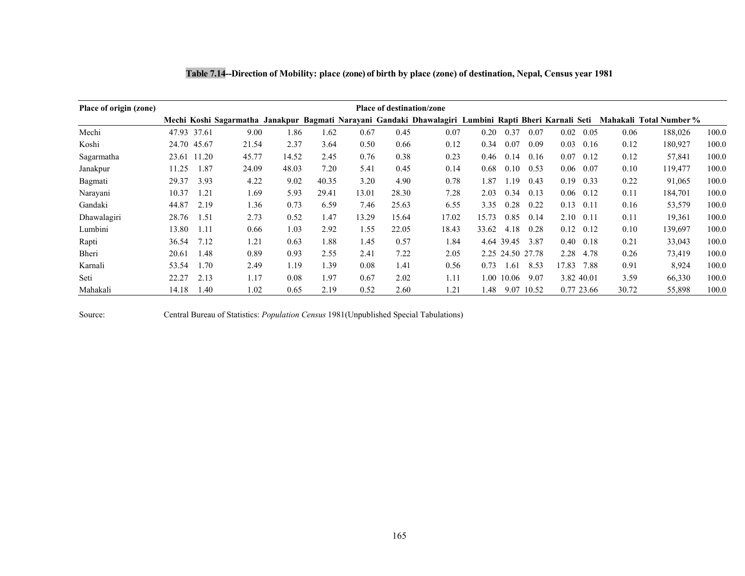**Table 7.14--Direction of Mobility: place (zone) of birth by place (zone) of destination, Nepal, Census year 1981**

| Place of origin (zone) | Place of destination/zone | | | | | | | | | | | | | | | |
|---|---|---|---|---|---|---|---|---|---|---|---|---|---|---|---|---|
| | Mechi | Koshi | Sagarmatha | Janakpur | Bagmati | Narayani | Gandaki | Dhawalagiri | Lumbini | Rapti | Bheri | Karnali | Seti | Mahakali | Total Number | % |
| Mechi | 47.93 | 37.61 | 9.00 | 1.86 | 1.62 | 0.67 | 0.45 | 0.07 | 0.20 | 0.37 | 0.07 | 0.02 | 0.05 | 0.06 | 188,026 | 100.0 |
| Koshi | 24.70 | 45.67 | 21.54 | 2.37 | 3.64 | 0.50 | 0.66 | 0.12 | 0.34 | 0.07 | 0.09 | 0.03 | 0.16 | 0.12 | 180,927 | 100.0 |
| Sagarmatha | 23.61 | 11.20 | 45.77 | 14.52 | 2.45 | 0.76 | 0.38 | 0.23 | 0.46 | 0.14 | 0.16 | 0.07 | 0.12 | 0.12 | 57,841 | 100.0 |
| Janakpur | 11.25 | 1.87 | 24.09 | 48.03 | 7.20 | 5.41 | 0.45 | 0.14 | 0.68 | 0.10 | 0.53 | 0.06 | 0.07 | 0.10 | 119,477 | 100.0 |
| Bagmati | 29.37 | 3.93 | 4.22 | 9.02 | 40.35 | 3.20 | 4.90 | 0.78 | 1.87 | 1.19 | 0.43 | 0.19 | 0.33 | 0.22 | 91,065 | 100.0 |
| Narayani | 10.37 | 1.21 | 1.69 | 5.93 | 29.41 | 13.01 | 28.30 | 7.28 | 2.03 | 0.34 | 0.13 | 0.06 | 0.12 | 0.11 | 184,701 | 100.0 |
| Gandaki | 44.87 | 2.19 | 1.36 | 0.73 | 6.59 | 7.46 | 25.63 | 6.55 | 3.35 | 0.28 | 0.22 | 0.13 | 0.11 | 0.16 | 53,579 | 100.0 |
| Dhawalagiri | 28.76 | 1.51 | 2.73 | 0.52 | 1.47 | 13.29 | 15.64 | 17.02 | 15.73 | 0.85 | 0.14 | 2.10 | 0.11 | 0.11 | 19,361 | 100.0 |
| Lumbini | 13.80 | 1.11 | 0.66 | 1.03 | 2.92 | 1.55 | 22.05 | 18.43 | 33.62 | 4.18 | 0.28 | 0.12 | 0.12 | 0.10 | 139,697 | 100.0 |
| Rapti | 36.54 | 7.12 | 1.21 | 0.63 | 1.88 | 1.45 | 0.57 | 1.84 | 4.64 | 39.45 | 3.87 | 0.40 | 0.18 | 0.21 | 33,043 | 100.0 |
| Bheri | 20.61 | 1.48 | 0.89 | 0.93 | 2.55 | 2.41 | 7.22 | 2.05 | 2.25 | 24.50 | 27.78 | 2.28 | 4.78 | 0.26 | 73,419 | 100.0 |
| Karnali | 53.54 | 1.70 | 2.49 | 1.19 | 1.39 | 0.08 | 1.41 | 0.56 | 0.73 | 1.61 | 8.53 | 17.83 | 7.88 | 0.91 | 8,924 | 100.0 |
| Seti | 22.27 | 2.13 | 1.17 | 0.08 | 1.97 | 0.67 | 2.02 | 1.11 | 1.00 | 10.06 | 9.07 | 3.82 | 40.01 | 3.59 | 66,330 | 100.0 |
| Mahakali | 14.18 | 1.40 | 1.02 | 0.65 | 2.19 | 0.52 | 2.60 | 1.21 | 1.48 | 9.07 | 10.52 | 0.77 | 23.66 | 30.72 | 55,898 | 100.0 |

Source: Central Bureau of Statistics: *Population Census* 1981(Unpublished Special Tabulations)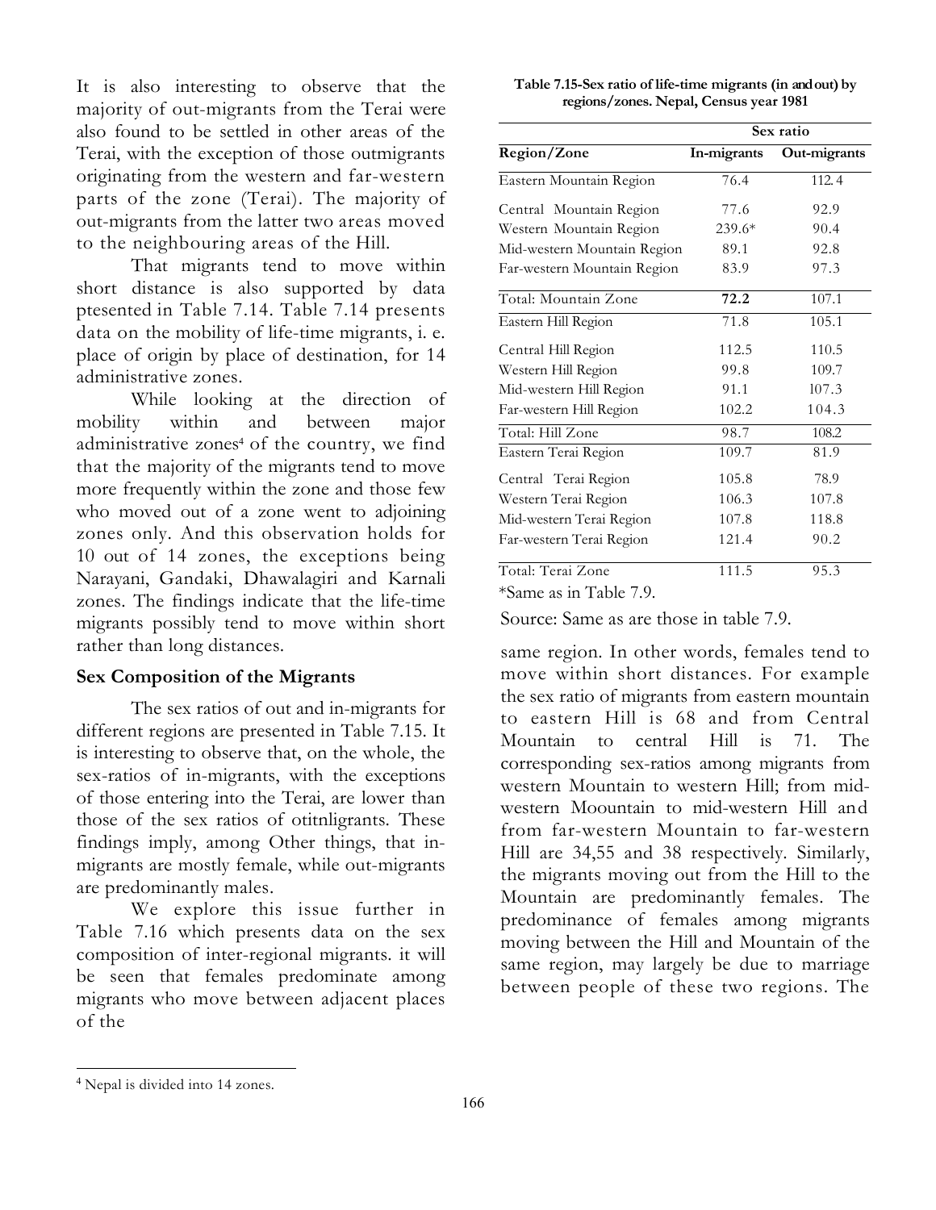It is also interesting to observe that the majority of out-migrants from the Terai were also found to be settled in other areas of the Terai, with the exception of those outmigrants originating from the western and far-western parts of the zone (Terai). The majority of out-migrants from the latter two areas moved to the neighbouring areas of the Hill.

That migrants tend to move within short distance is also supported by data ptesented in Table 7.14. Table 7.14 presents data on the mobility of life-time migrants, i. e. place of origin by place of destination, for 14 administrative zones.

While looking at the direction of mobility within and between major administrative zones[4] of the country, we find that the majority of the migrants tend to move more frequently within the zone and those few who moved out of a zone went to adjoining zones only. And this observation holds for 10 out of 14 zones, the exceptions being Narayani, Gandaki, Dhawalagiri and Karnali zones. The findings indicate that the life-time migrants possibly tend to move within short rather than long distances.

## Sex Composition of the Migrants

The sex ratios of out and in-migrants for different regions are presented in Table 7.15. It is interesting to observe that, on the whole, the sex-ratios of in-migrants, with the exceptions of those entering into the Terai, are lower than those of the sex ratios of otitnligrants. These findings imply, among Other things, that in-migrants are mostly female, while out-migrants are predominantly males.

We explore this issue further in Table 7.16 which presents data on the sex composition of inter-regional migrants. it will be seen that females predominate among migrants who move between adjacent places of the same region. In other words, females tend to move within short distances. For example the sex ratio of migrants from eastern mountain to eastern Hill is 68 and from Central Mountain to central Hill is 71. The corresponding sex-ratios among migrants from western Mountain to western Hill; from mid-western Moountain to mid-western Hill and from far-western Mountain to far-western Hill are 34,55 and 38 respectively. Similarly, the migrants moving out from the Hill to the Mountain are predominantly females. The predominance of females among migrants moving between the Hill and Mountain of the same region, may largely be due to marriage between people of these two regions. The

**Table 7.15-Sex ratio of life-time migrants (in and out) by regions/zones. Nepal, Census year 1981**

| | Sex ratio | |
|---|---|---|
| **Region/Zone** | **In-migrants** | **Out-migrants** |
| Eastern Mountain Region | 76.4 | 112.4 |
| Central Mountain Region | 77.6 | 92.9 |
| Western Mountain Region | 239.6* | 90.4 |
| Mid-western Mountain Region | 89.1 | 92.8 |
| Far-western Mountain Region | 83.9 | 97.3 |
| Total: Mountain Zone | **72.2** | 107.1 |
| Eastern Hill Region | 71.8 | 105.1 |
| Central Hill Region | 112.5 | 110.5 |
| Western Hill Region | 99.8 | 109.7 |
| Mid-western Hill Region | 91.1 | 107.3 |
| Far-western Hill Region | 102.2 | 104.3 |
| Total: Hill Zone | 98.7 | 108.2 |
| Eastern Terai Region | 109.7 | 81.9 |
| Central Terai Region | 105.8 | 78.9 |
| Western Terai Region | 106.3 | 107.8 |
| Mid-western Terai Region | 107.8 | 118.8 |
| Far-western Terai Region | 121.4 | 90.2 |
| Total: Terai Zone | 111.5 | 95.3 |

*Same as in Table 7.9.

Source: Same as are those in table 7.9.

[4] Nepal is divided into 14 zones.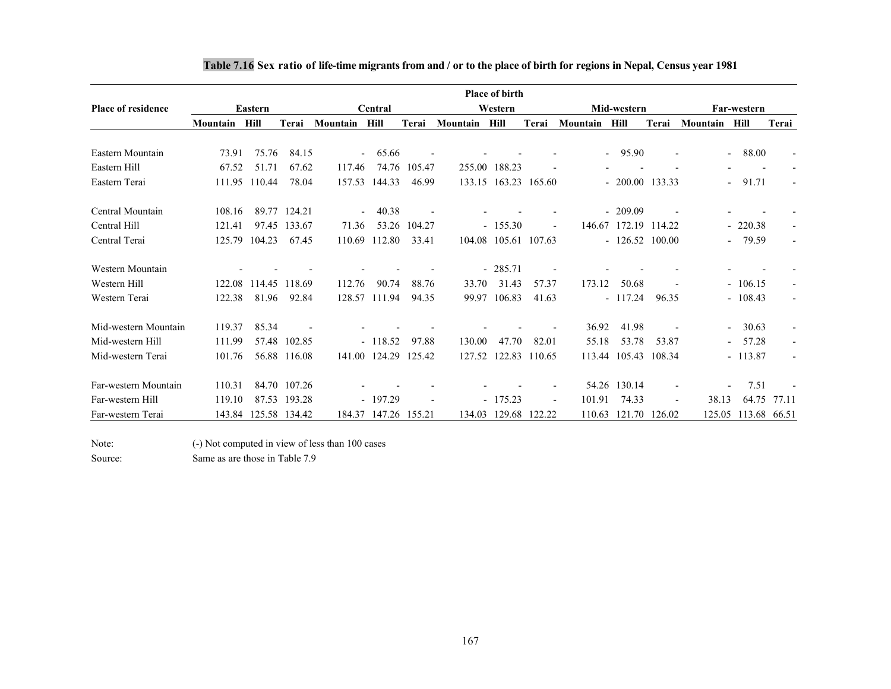**Table 7.16 Sex ratio of life-time migrants from and / or to the place of birth for regions in Nepal, Census year 1981**

| Place of residence | Place of birth | | | | | | | | | | | | | | |
|---|---|---|---|---|---|---|---|---|---|---|---|---|---|---|---|
| | Eastern | | | Central | | | Western | | | Mid-western | | | Far-western | | |
| | Mountain | Hill | Terai | Mountain | Hill | Terai | Mountain | Hill | Terai | Mountain | Hill | Terai | Mountain | Hill | Terai |
| Eastern Mountain | 73.91 | 75.76 | 84.15 | - | 65.66 | - | - | - | - | - | 95.90 | - | - | 88.00 | - |
| Eastern Hill | 67.52 | 51.71 | 67.62 | 117.46 | 74.76 | 105.47 | 255.00 | 188.23 | - | - | - | - | - | - | - |
| Eastern Terai | 111.95 | 110.44 | 78.04 | 157.53 | 144.33 | 46.99 | 133.15 | 163.23 | 165.60 | - | 200.00 | 133.33 | - | 91.71 | - |
| Central Mountain | 108.16 | 89.77 | 124.21 | - | 40.38 | - | - | - | - | - | 209.09 | - | - | - | - |
| Central Hill | 121.41 | 97.45 | 133.67 | 71.36 | 53.26 | 104.27 | - | 155.30 | - | 146.67 | 172.19 | 114.22 | - | 220.38 | - |
| Central Terai | 125.79 | 104.23 | 67.45 | 110.69 | 112.80 | 33.41 | 104.08 | 105.61 | 107.63 | - | 126.52 | 100.00 | - | 79.59 | - |
| Western Mountain | - | - | - | - | - | - | - | 285.71 | - | - | - | - | - | - | - |
| Western Hill | 122.08 | 114.45 | 118.69 | 112.76 | 90.74 | 88.76 | 33.70 | 31.43 | 57.37 | 173.12 | 50.68 | - | - | 106.15 | - |
| Western Terai | 122.38 | 81.96 | 92.84 | 128.57 | 111.94 | 94.35 | 99.97 | 106.83 | 41.63 | - | 117.24 | 96.35 | - | 108.43 | - |
| Mid-western Mountain | 119.37 | 85.34 | - | - | - | - | - | - | - | 36.92 | 41.98 | - | - | 30.63 | - |
| Mid-western Hill | 111.99 | 57.48 | 102.85 | - | 118.52 | 97.88 | 130.00 | 47.70 | 82.01 | 55.18 | 53.78 | 53.87 | - | 57.28 | - |
| Mid-western Terai | 101.76 | 56.88 | 116.08 | 141.00 | 124.29 | 125.42 | 127.52 | 122.83 | 110.65 | 113.44 | 105.43 | 108.34 | - | 113.87 | - |
| Far-western Mountain | 110.31 | 84.70 | 107.26 | - | - | - | - | - | - | 54.26 | 130.14 | - | - | 7.51 | - |
| Far-western Hill | 119.10 | 87.53 | 193.28 | - | 197.29 | - | - | 175.23 | - | 101.91 | 74.33 | - | 38.13 | 64.75 | 77.11 |
| Far-western Terai | 143.84 | 125.58 | 134.42 | 184.37 | 147.26 | 155.21 | 134.03 | 129.68 | 122.22 | 110.63 | 121.70 | 126.02 | 125.05 | 113.68 | 66.51 |

Note: (-) Not computed in view of less than 100 cases

Source: Same as are those in Table 7.9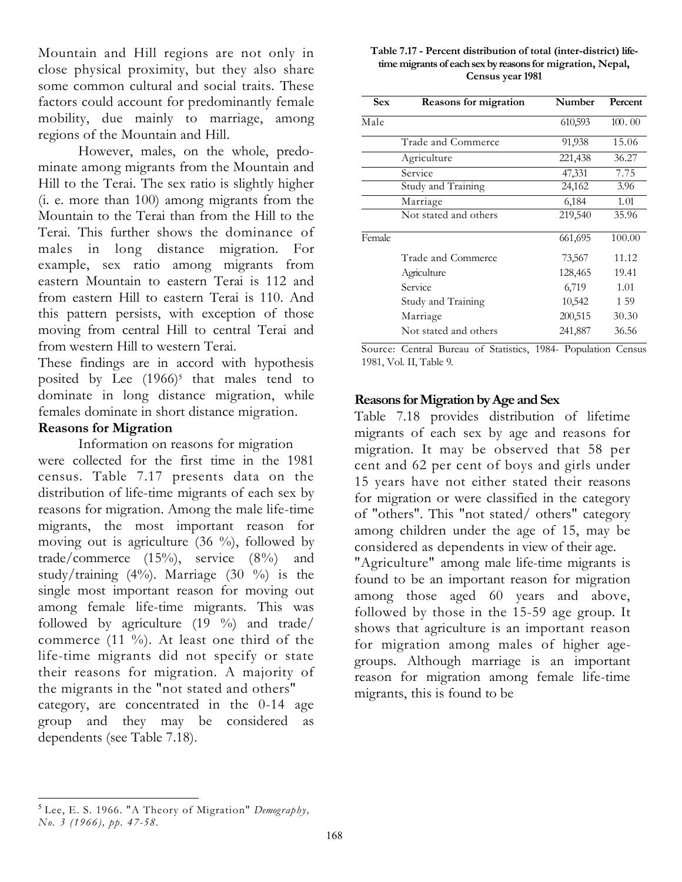Mountain and Hill regions are not only in close physical proximity, but they also share some common cultural and social traits. These factors could account for predominantly female mobility, due mainly to marriage, among regions of the Mountain and Hill.

However, males, on the whole, predominate among migrants from the Mountain and Hill to the Terai. The sex ratio is slightly higher (i. e. more than 100) among migrants from the Mountain to the Terai than from the Hill to the Terai. This further shows the dominance of males in long distance migration. For example, sex ratio among migrants from eastern Mountain to eastern Terai is 112 and from eastern Hill to eastern Terai is 110. And this pattern persists, with exception of those moving from central Hill to central Terai and from western Hill to western Terai.

These findings are in accord with hypothesis posited by Lee (1966)[5] that males tend to dominate in long distance migration, while females dominate in short distance migration.

**Reasons for Migration**

Information on reasons for migration were collected for the first time in the 1981 census. Table 7.17 presents data on the distribution of life-time migrants of each sex by reasons for migration. Among the male life-time migrants, the most important reason for moving out is agriculture (36 %), followed by trade/commerce (15%), service (8%) and study/training (4%). Marriage (30 %) is the single most important reason for moving out among female life-time migrants. This was followed by agriculture (19 %) and trade/ commerce (11 %). At least one third of the life-time migrants did not specify or state their reasons for migration. A majority of the migrants in the "not stated and others" category, are concentrated in the 0-14 age group and they may be considered as dependents (see Table 7.18).

**Table 7.17 - Percent distribution of total (inter-district) life-time migrants of each sex by reasons for migration, Nepal, Census year 1981**

| Sex | Reasons for migration | Number | Percent |
|---|---|---|---|
| Male | | 610,593 | 100. 00 |
| | Trade and Commerce | 91,938 | 15.06 |
| | Agriculture | 221,438 | 36.27 |
| | Service | 47,331 | 7.75 |
| | Study and Training | 24,162 | 3.96 |
| | Marriage | 6,184 | 1.01 |
| | Not stated and others | 219,540 | 35.96 |
| Female | | 661,695 | 100.00 |
| | Trade and Commerce | 73,567 | 11.12 |
| | Agriculture | 128,465 | 19.41 |
| | Service | 6,719 | 1.01 |
| | Study and Training | 10,542 | 1 59 |
| | Marriage | 200,515 | 30.30 |
| | Not stated and others | 241,887 | 36.56 |

Source: Central Bureau of Statistics, 1984- Population Census 1981, Vol. II, Table 9.

**Reasons for Migration by Age and Sex**

Table 7.18 provides distribution of lifetime migrants of each sex by age and reasons for migration. It may be observed that 58 per cent and 62 per cent of boys and girls under 15 years have not either stated their reasons for migration or were classified in the category of "others". This "not stated/ others" category among children under the age of 15, may be considered as dependents in view of their age.

"Agriculture" among male life-time migrants is found to be an important reason for migration among those aged 60 years and above, followed by those in the 15-59 age group. It shows that agriculture is an important reason for migration among males of higher age-groups. Although marriage is an important reason for migration among female life-time migrants, this is found to be

[5] Lee, E. S. 1966. "A Theory of Migration" *Demography, No. 3 (1966), pp. 47-58.*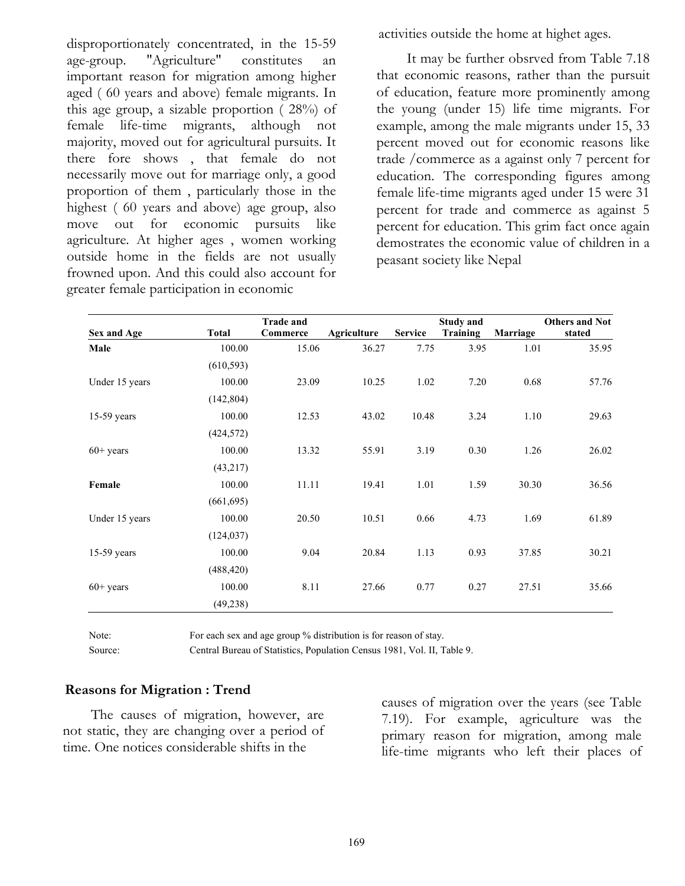disproportionately concentrated, in the 15-59 age-group. "Agriculture" constitutes an important reason for migration among higher aged ( 60 years and above) female migrants. In this age group, a sizable proportion ( 28%) of female life-time migrants, although not majority, moved out for agricultural pursuits. It there fore shows , that female do not necessarily move out for marriage only, a good proportion of them , particularly those in the highest ( 60 years and above) age group, also move out for economic pursuits like agriculture. At higher ages , women working outside home in the fields are not usually frowned upon. And this could also account for greater female participation in economic activities outside the home at highet ages.

It may be further obsrved from Table 7.18 that economic reasons, rather than the pursuit of education, feature more prominently among the young (under 15) life time migrants. For example, among the male migrants under 15, 33 percent moved out for economic reasons like trade /commerce as a against only 7 percent for education. The corresponding figures among female life-time migrants aged under 15 were 31 percent for trade and commerce as against 5 percent for education. This grim fact once again demostrates the economic value of children in a peasant society like Nepal

| Sex and Age | Total | Trade and Commerce | Agriculture | Service | Study and Training | Marriage | Others and Not stated |
|---|---|---|---|---|---|---|---|
| **Male** | 100.00 | 15.06 | 36.27 | 7.75 | 3.95 | 1.01 | 35.95 |
| | (610,593) | | | | | | |
| Under 15 years | 100.00 | 23.09 | 10.25 | 1.02 | 7.20 | 0.68 | 57.76 |
| | (142,804) | | | | | | |
| 15-59 years | 100.00 | 12.53 | 43.02 | 10.48 | 3.24 | 1.10 | 29.63 |
| | (424,572) | | | | | | |
| 60+ years | 100.00 | 13.32 | 55.91 | 3.19 | 0.30 | 1.26 | 26.02 |
| | (43,217) | | | | | | |
| **Female** | 100.00 | 11.11 | 19.41 | 1.01 | 1.59 | 30.30 | 36.56 |
| | (661,695) | | | | | | |
| Under 15 years | 100.00 | 20.50 | 10.51 | 0.66 | 4.73 | 1.69 | 61.89 |
| | (124,037) | | | | | | |
| 15-59 years | 100.00 | 9.04 | 20.84 | 1.13 | 0.93 | 37.85 | 30.21 |
| | (488,420) | | | | | | |
| 60+ years | 100.00 | 8.11 | 27.66 | 0.77 | 0.27 | 27.51 | 35.66 |
| | (49,238) | | | | | | |

Note: For each sex and age group % distribution is for reason of stay.

Source: Central Bureau of Statistics, Population Census 1981, Vol. II, Table 9.

## Reasons for Migration : Trend

The causes of migration, however, are not static, they are changing over a period of time. One notices considerable shifts in the causes of migration over the years (see Table 7.19). For example, agriculture was the primary reason for migration, among male life-time migrants who left their places of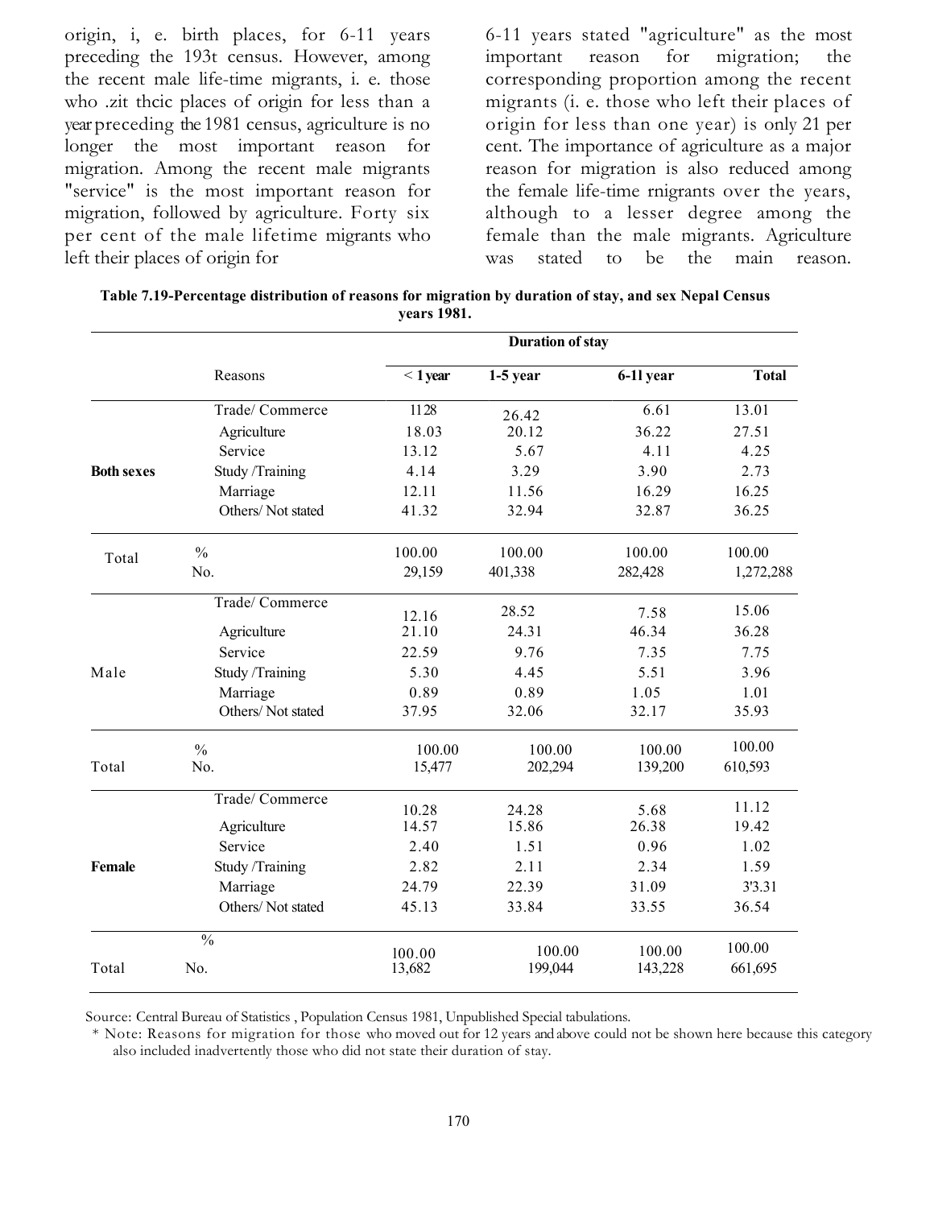origin, i, e. birth places, for 6-11 years preceding the 193t census. However, among the recent male life-time migrants, i. e. those who .zit thcic places of origin for less than a year preceding the 1981 census, agriculture is no longer the most important reason for migration. Among the recent male migrants "service" is the most important reason for migration, followed by agriculture. Forty six per cent of the male lifetime migrants who left their places of origin for 6-11 years stated "agriculture" as the most important reason for migration; the corresponding proportion among the recent migrants (i. e. those who left their places of origin for less than one year) is only 21 per cent. The importance of agriculture as a major reason for migration is also reduced among the female life-time rnigrants over the years, although to a lesser degree among the female than the male migrants. Agriculture was stated to be the main reason.

**Table 7.19-Percentage distribution of reasons for migration by duration of stay, and sex Nepal Census years 1981.**

| | Reasons | Duration of stay | | | |
|---|---|---|---|---|---|
| | | < 1 year | 1-5 year | 6-11 year | Total |
| **Both sexes** | Trade/ Commerce | 1128 | 26.42 | 6.61 | 13.01 |
| | Agriculture | 18.03 | 20.12 | 36.22 | 27.51 |
| | Service | 13.12 | 5.67 | 4.11 | 4.25 |
| | Study /Training | 4.14 | 3.29 | 3.90 | 2.73 |
| | Marriage | 12.11 | 11.56 | 16.29 | 16.25 |
| | Others/ Not stated | 41.32 | 32.94 | 32.87 | 36.25 |
| Total | % | 100.00 | 100.00 | 100.00 | 100.00 |
| | No. | 29,159 | 401,338 | 282,428 | 1,272,288 |
| Male | Trade/ Commerce | 12.16 | 28.52 | 7.58 | 15.06 |
| | Agriculture | 21.10 | 24.31 | 46.34 | 36.28 |
| | Service | 22.59 | 9.76 | 7.35 | 7.75 |
| | Study /Training | 5.30 | 4.45 | 5.51 | 3.96 |
| | Marriage | 0.89 | 0.89 | 1.05 | 1.01 |
| | Others/ Not stated | 37.95 | 32.06 | 32.17 | 35.93 |
| Total | % | 100.00 | 100.00 | 100.00 | 100.00 |
| | No. | 15,477 | 202,294 | 139,200 | 610,593 |
| **Female** | Trade/ Commerce | 10.28 | 24.28 | 5.68 | 11.12 |
| | Agriculture | 14.57 | 15.86 | 26.38 | 19.42 |
| | Service | 2.40 | 1.51 | 0.96 | 1.02 |
| | Study /Training | 2.82 | 2.11 | 2.34 | 1.59 |
| | Marriage | 24.79 | 22.39 | 31.09 | 3'3.31 |
| | Others/ Not stated | 45.13 | 33.84 | 33.55 | 36.54 |
| Total | % | 100.00 | 100.00 | 100.00 | 100.00 |
| | No. | 13,682 | 199,044 | 143,228 | 661,695 |

Source: Central Bureau of Statistics , Population Census 1981, Unpublished Special tabulations.

\* Note: Reasons for migration for those who moved out for 12 years and above could not be shown here because this category also included inadvertently those who did not state their duration of stay.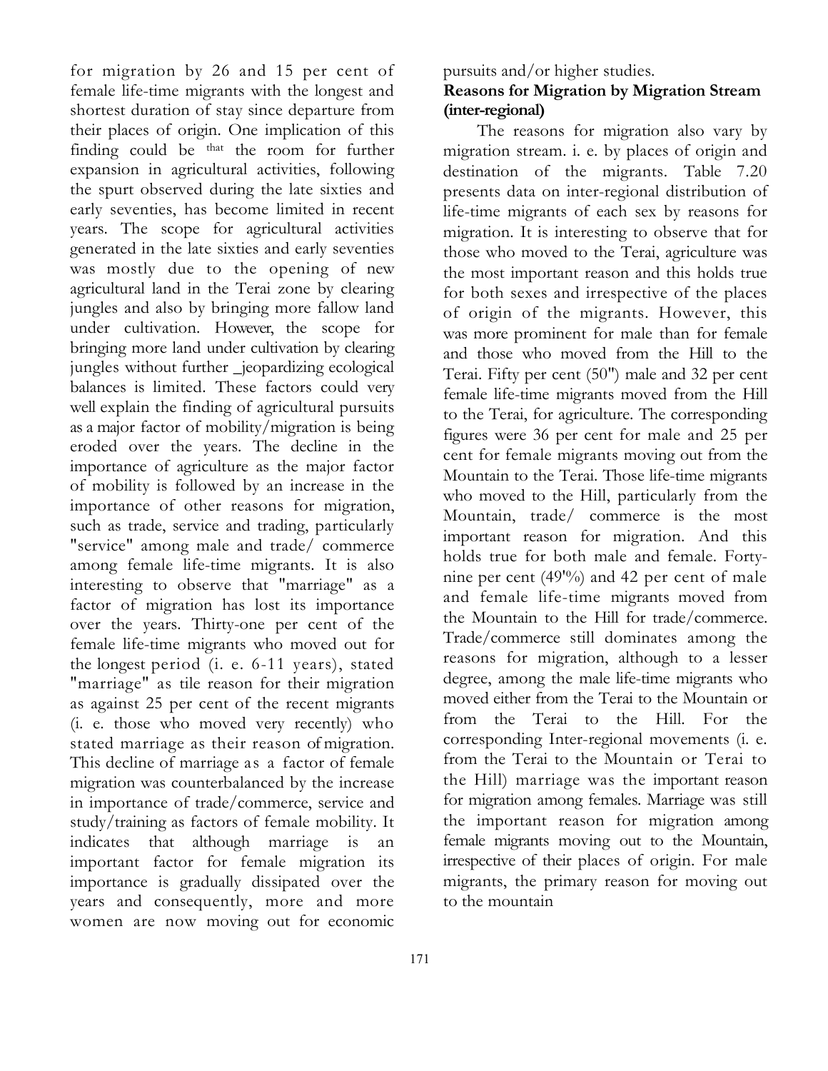for migration by 26 and 15 per cent of female life-time migrants with the longest and shortest duration of stay since departure from their places of origin. One implication of this finding could be that the room for further expansion in agricultural activities, following the spurt observed during the late sixties and early seventies, has become limited in recent years. The scope for agricultural activities generated in the late sixties and early seventies was mostly due to the opening of new agricultural land in the Terai zone by clearing jungles and also by bringing more fallow land under cultivation. However, the scope for bringing more land under cultivation by clearing jungles without further _jeopardizing ecological balances is limited. These factors could very well explain the finding of agricultural pursuits as a major factor of mobility/migration is being eroded over the years. The decline in the importance of agriculture as the major factor of mobility is followed by an increase in the importance of other reasons for migration, such as trade, service and trading, particularly "service" among male and trade/ commerce among female life-time migrants. It is also interesting to observe that "marriage" as a factor of migration has lost its importance over the years. Thirty-one per cent of the female life-time migrants who moved out for the longest period (i. e. 6-11 years), stated "marriage" as tile reason for their migration as against 25 per cent of the recent migrants (i. e. those who moved very recently) who stated marriage as their reason of migration. This decline of marriage as a factor of female migration was counterbalanced by the increase in importance of trade/commerce, service and study/training as factors of female mobility. It indicates that although marriage is an important factor for female migration its importance is gradually dissipated over the years and consequently, more and more women are now moving out for economic pursuits and/or higher studies.

**Reasons for Migration by Migration Stream (inter-regional)**

The reasons for migration also vary by migration stream. i. e. by places of origin and destination of the migrants. Table 7.20 presents data on inter-regional distribution of life-time migrants of each sex by reasons for migration. It is interesting to observe that for those who moved to the Terai, agriculture was the most important reason and this holds true for both sexes and irrespective of the places of origin of the migrants. However, this was more prominent for male than for female and those who moved from the Hill to the Terai. Fifty per cent (50") male and 32 per cent female life-time migrants moved from the Hill to the Terai, for agriculture. The corresponding figures were 36 per cent for male and 25 per cent for female migrants moving out from the Mountain to the Terai. Those life-time migrants who moved to the Hill, particularly from the Mountain, trade/ commerce is the most important reason for migration. And this holds true for both male and female. Forty-nine per cent (49'%) and 42 per cent of male and female life-time migrants moved from the Mountain to the Hill for trade/commerce. Trade/commerce still dominates among the reasons for migration, although to a lesser degree, among the male life-time migrants who moved either from the Terai to the Mountain or from the Terai to the Hill. For the corresponding Inter-regional movements (i. e. from the Terai to the Mountain or Terai to the Hill) marriage was the important reason for migration among females. Marriage was still the important reason for migration among female migrants moving out to the Mountain, irrespective of their places of origin. For male migrants, the primary reason for moving out to the mountain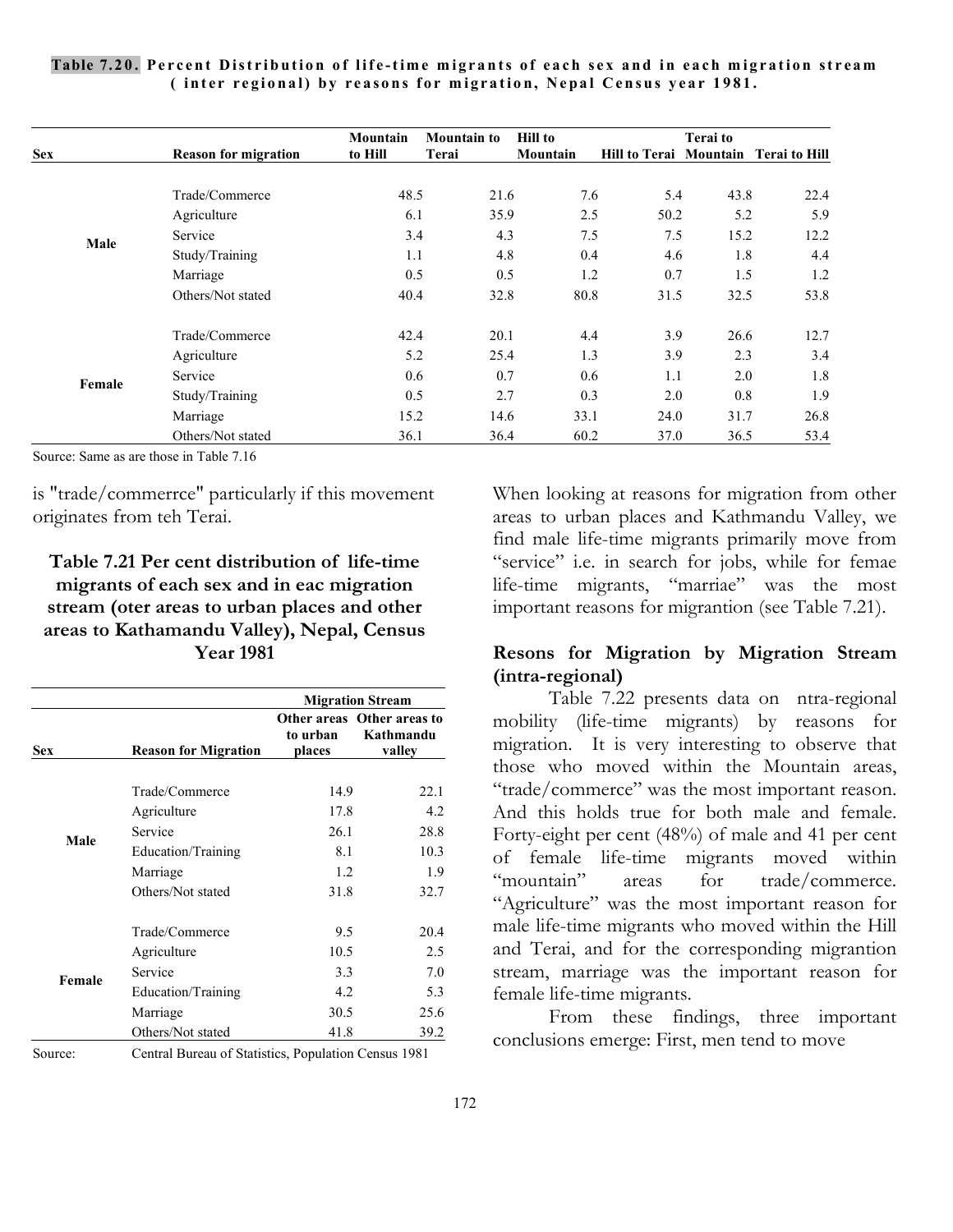**Table 7.20. Percent Distribution of life-time migrants of each sex and in each migration stream (inter regional) by reasons for migration, Nepal Census year 1981.**

| Sex | Reason for migration | Mountain to Hill | Mountain to Terai | Hill to Mountain | Hill to Terai | Terai to Mountain | Terai to Hill |
|---|---|---|---|---|---|---|---|
| Male | Trade/Commerce | 48.5 | 21.6 | 7.6 | 5.4 | 43.8 | 22.4 |
| | Agriculture | 6.1 | 35.9 | 2.5 | 50.2 | 5.2 | 5.9 |
| | Service | 3.4 | 4.3 | 7.5 | 7.5 | 15.2 | 12.2 |
| | Study/Training | 1.1 | 4.8 | 0.4 | 4.6 | 1.8 | 4.4 |
| | Marriage | 0.5 | 0.5 | 1.2 | 0.7 | 1.5 | 1.2 |
| | Others/Not stated | 40.4 | 32.8 | 80.8 | 31.5 | 32.5 | 53.8 |
| Female | Trade/Commerce | 42.4 | 20.1 | 4.4 | 3.9 | 26.6 | 12.7 |
| | Agriculture | 5.2 | 25.4 | 1.3 | 3.9 | 2.3 | 3.4 |
| | Service | 0.6 | 0.7 | 0.6 | 1.1 | 2.0 | 1.8 |
| | Study/Training | 0.5 | 2.7 | 0.3 | 2.0 | 0.8 | 1.9 |
| | Marriage | 15.2 | 14.6 | 33.1 | 24.0 | 31.7 | 26.8 |
| | Others/Not stated | 36.1 | 36.4 | 60.2 | 37.0 | 36.5 | 53.4 |

Source: Same as are those in Table 7.16

is "trade/commerrce" particularly if this movement originates from teh Terai.

### Table 7.21 Per cent distribution of life-time migrants of each sex and in eac migration stream (oter areas to urban places and other areas to Kathamandu Valley), Nepal, Census Year 1981

| Sex | Reason for Migration | Migration Stream | |
|---|---|---|---|
| | | Other areas to urban places | Other areas to Kathmandu valley |
| Male | Trade/Commerce | 14.9 | 22.1 |
| | Agriculture | 17.8 | 4.2 |
| | Service | 26.1 | 28.8 |
| | Education/Training | 8.1 | 10.3 |
| | Marriage | 1.2 | 1.9 |
| | Others/Not stated | 31.8 | 32.7 |
| Female | Trade/Commerce | 9.5 | 20.4 |
| | Agriculture | 10.5 | 2.5 |
| | Service | 3.3 | 7.0 |
| | Education/Training | 4.2 | 5.3 |
| | Marriage | 30.5 | 25.6 |
| | Others/Not stated | 41.8 | 39.2 |

Source: Central Bureau of Statistics, Population Census 1981

When looking at reasons for migration from other areas to urban places and Kathmandu Valley, we find male life-time migrants primarily move from "service" i.e. in search for jobs, while for femae life-time migrants, "marriae" was the most important reasons for migrantion (see Table 7.21).

### Resons for Migration by Migration Stream (intra-regional)

Table 7.22 presents data on ntra-regional mobility (life-time migrants) by reasons for migration. It is very interesting to observe that those who moved within the Mountain areas, "trade/commerce" was the most important reason. And this holds true for both male and female. Forty-eight per cent (48%) of male and 41 per cent of female life-time migrants moved within "mountain" areas for trade/commerce. "Agriculture" was the most important reason for male life-time migrants who moved within the Hill and Terai, and for the corresponding migrantion stream, marriage was the important reason for female life-time migrants.

From these findings, three important conclusions emerge: First, men tend to move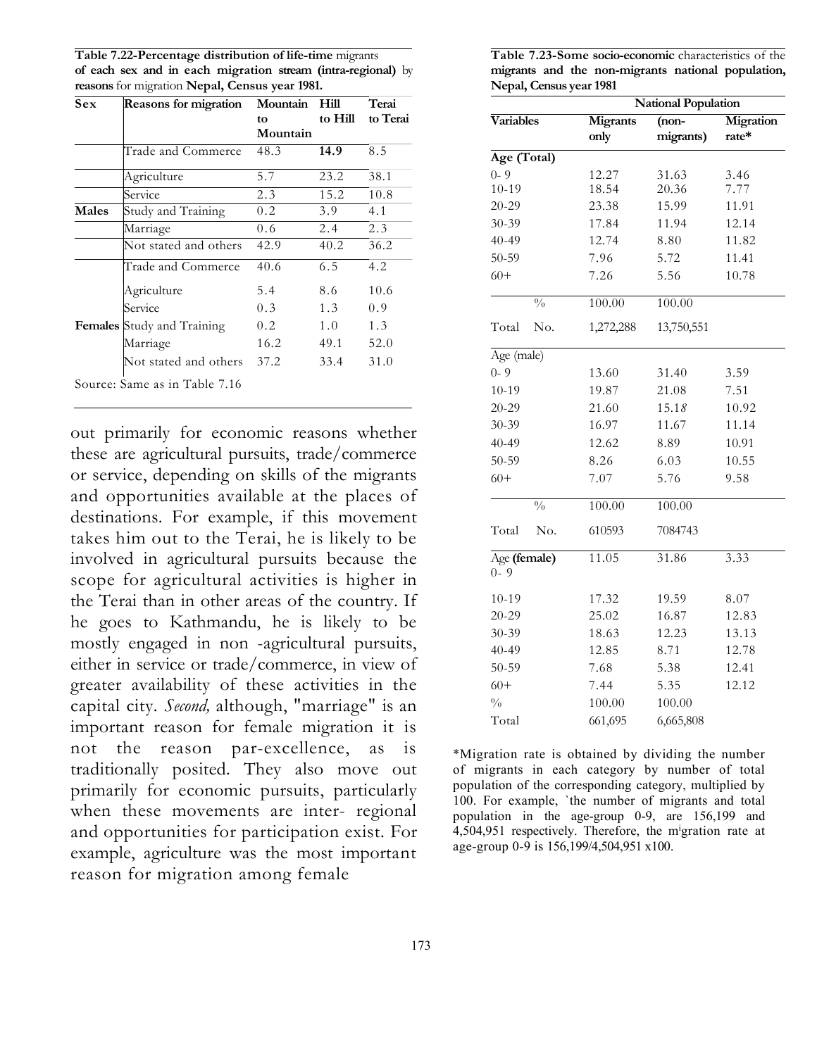**Table 7.22-Percentage distribution of life-time** migrants **of each sex and in each migration stream (intra-regional)** by **reasons** for migration **Nepal, Census year 1981.**

| Sex | Reasons for migration | Mountain to Mountain | Hill to Hill | Terai to Terai |
|---|---|---|---|---|
| | Trade and Commerce | 48.3 | **14.9** | 8.5 |
| | Agriculture | 5.7 | 23.2 | 38.1 |
| | Service | 2.3 | 15.2 | 10.8 |
| **Males** | Study and Training | 0.2 | 3.9 | 4.1 |
| | Marriage | 0.6 | 2.4 | 2.3 |
| | Not stated and others | 42.9 | 40.2 | 36.2 |
| | Trade and Commerce | 40.6 | 6.5 | 4.2 |
| | Agriculture | 5.4 | 8.6 | 10.6 |
| | Service | 0.3 | 1.3 | 0.9 |
| **Females** | Study and Training | 0.2 | 1.0 | 1.3 |
| | Marriage | 16.2 | 49.1 | 52.0 |
| | Not stated and others | 37.2 | 33.4 | 31.0 |

Source: Same as in Table 7.16

out primarily for economic reasons whether these are agricultural pursuits, trade/commerce or service, depending on skills of the migrants and opportunities available at the places of destinations. For example, if this movement takes him out to the Terai, he is likely to be involved in agricultural pursuits because the scope for agricultural activities is higher in the Terai than in other areas of the country. If he goes to Kathmandu, he is likely to be mostly engaged in non -agricultural pursuits, either in service or trade/commerce, in view of greater availability of these activities in the capital city. *Second,* although, "marriage" is an important reason for female migration it is not the reason par-excellence, as is traditionally posited. They also move out primarily for economic pursuits, particularly when these movements are inter- regional and opportunities for participation exist. For example, agriculture was the most important reason for migration among female

**Table 7.23-Some socio-economic** characteristics of the **migrants and the non-migrants national population, Nepal, Census year 1981**

| | National Population | | |
|---|---|---|---|
| **Variables** | **Migrants only** | **(non-migrants)** | **Migration rate*** |
| **Age (Total)** | | | |
| 0- 9 | 12.27 | 31.63 | 3.46 |
| 10-19 | 18.54 | 20.36 | 7.77 |
| 20-29 | 23.38 | 15.99 | 11.91 |
| 30-39 | 17.84 | 11.94 | 12.14 |
| 40-49 | 12.74 | 8.80 | 11.82 |
| 50-59 | 7.96 | 5.72 | 11.41 |
| 60+ | 7.26 | 5.56 | 10.78 |
| % | 100.00 | 100.00 | |
| Total No. | 1,272,288 | 13,750,551 | |
| Age (male) | | | |
| 0- 9 | 13.60 | 31.40 | 3.59 |
| 10-19 | 19.87 | 21.08 | 7.51 |
| 20-29 | 21.60 | 15.18 | 10.92 |
| 30-39 | 16.97 | 11.67 | 11.14 |
| 40-49 | 12.62 | 8.89 | 10.91 |
| 50-59 | 8.26 | 6.03 | 10.55 |
| 60+ | 7.07 | 5.76 | 9.58 |
| % | 100.00 | 100.00 | |
| Total No. | 610593 | 7084743 | |
| Age **(female)** 0- 9 | 11.05 | 31.86 | 3.33 |
| 10-19 | 17.32 | 19.59 | 8.07 |
| 20-29 | 25.02 | 16.87 | 12.83 |
| 30-39 | 18.63 | 12.23 | 13.13 |
| 40-49 | 12.85 | 8.71 | 12.78 |
| 50-59 | 7.68 | 5.38 | 12.41 |
| 60+ | 7.44 | 5.35 | 12.12 |
| % | 100.00 | 100.00 | |
| Total | 661,695 | 6,665,808 | |

*Migration rate is obtained by dividing the number of migrants in each category by number of total population of the corresponding category, multiplied by 100. For example, `the number of migrants and total population in the age-group 0-9, are 156,199 and 4,504,951 respectively. Therefore, the migration rate at age-group 0-9 is 156,199/4,504,951 x100.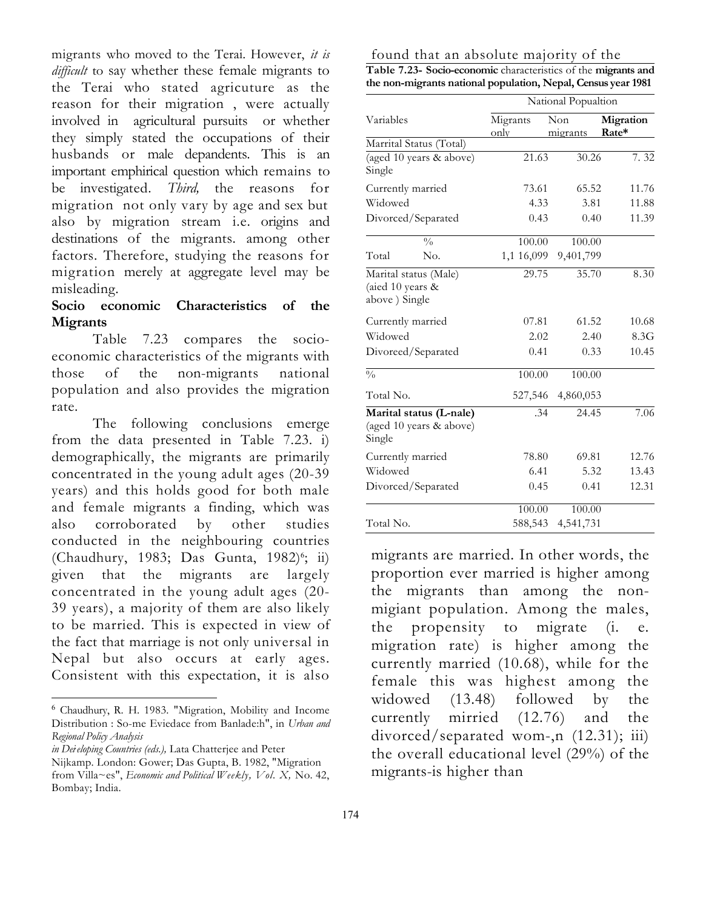migrants who moved to the Terai. However, *it is difficult* to say whether these female migrants to the Terai who stated agricuture as the reason for their migration , were actually involved in agricultural pursuits or whether they simply stated the occupations of their husbands or male depandents. This is an important emphirical question which remains to be investigated. *Third,* the reasons for migration not only vary by age and sex but also by migration stream i.e. origins and destinations of the migrants. among other factors. Therefore, studying the reasons for migration merely at aggregate level may be misleading.

**Socio economic Characteristics of the Migrants**

Table 7.23 compares the socio-economic characteristics of the migrants with those of the non-migrants national population and also provides the migration rate.

The following conclusions emerge from the data presented in Table 7.23. i) demographically, the migrants are primarily concentrated in the young adult ages (20-39 years) and this holds good for both male and female migrants a finding, which was also corroborated by other studies conducted in the neighbouring countries (Chaudhury, 1983; Das Gunta, 1982)[6]; ii) given that the migrants are largely concentrated in the young adult ages (20-39 years), a majority of them are also likely to be married. This is expected in view of the fact that marriage is not only universal in Nepal but also occurs at early ages. Consistent with this expectation, it is also found that an absolute majority of the migrants are married. In other words, the proportion ever married is higher among the migrants than among the non-migiant population. Among the males, the propensity to migrate (i. e. migration rate) is higher among the currently married (10.68), while for the female this was highest among the widowed (13.48) followed by the currently mirried (12.76) and the divorced/separated wom-,n (12.31); iii) the overall educational level (29%) of the migrants-is higher than

**Table 7.23- Socio-economic** characteristics of the **migrants and the non-migrants national population, Nepal, Census year 1981**

| Variables | | National Popualtion | | |
|---|---|---|---|---|
| | | Migrants only | Non migrants | **Migration Rate*** |
| Marrital Status (Total) (aged 10 years & above) Single | | 21.63 | 30.26 | 7. 32 |
| Currently married | | 73.61 | 65.52 | 11.76 |
| Widowed | | 4.33 | 3.81 | 11.88 |
| Divorced/Separated | | 0.43 | 0.40 | 11.39 |
| | % | 100.00 | 100.00 | |
| Total | No. | 1,1 16,099 | 9,401,799 | |
| Marital status (Male) (aied 10 years & above ) Single | | 29.75 | 35.70 | 8.30 |
| Currently married | | 07.81 | 61.52 | 10.68 |
| Widowed | | 2.02 | 2.40 | 8.3G |
| Divoreed/Separated | | 0.41 | 0.33 | 10.45 |
| % | | 100.00 | 100.00 | |
| Total No. | | 527,546 | 4,860,053 | |
| **Marital status (L-nale)** (aged 10 years & above) Single | | .34 | 24.45 | 7.06 |
| Currently married | | 78.80 | 69.81 | 12.76 |
| Widowed | | 6.41 | 5.32 | 13.43 |
| Divorced/Separated | | 0.45 | 0.41 | 12.31 |
| | | 100.00 | 100.00 | |
| Total No. | | 588,543 | 4,541,731 | |

---

[6] Chaudhury, R. H. 1983. "Migration, Mobility and Income Distribution : So-me Eviedace from Banlade:h", in *Urban and Regional Policy Analysis in Deèeloping Countries (eds.),* Lata Chatterjee and Peter Nijkamp. London: Gower; Das Gupta, B. 1982, "Migration from Villa~es", *Economic and Political Weekly, Vol. X,* No. 42, Bombay; India.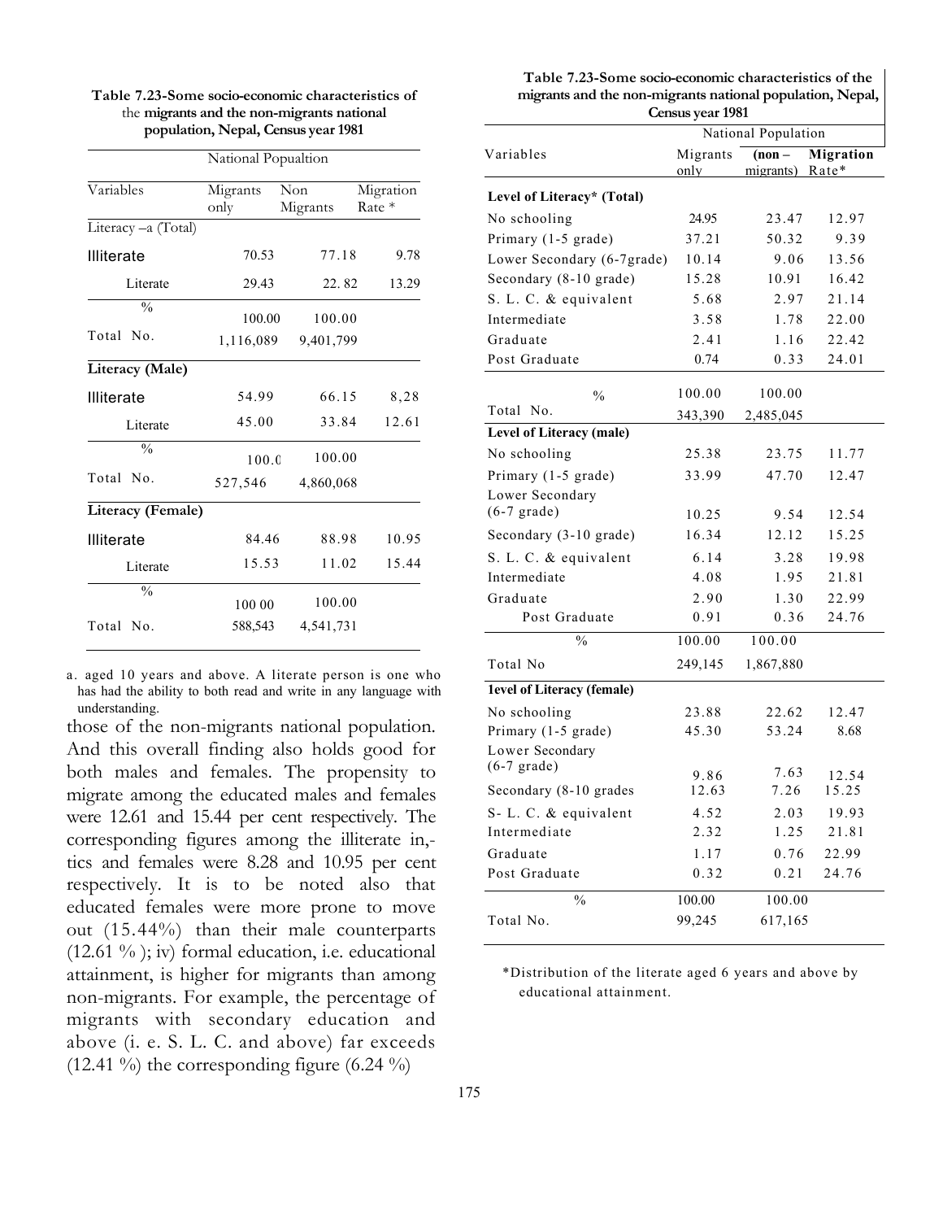**Table 7.23-Some socio-economic characteristics of the migrants and the non-migrants national population, Nepal, Census year 1981**

| | National Popualtion | | |
|---|---|---|---|
| Variables | Migrants only | Non Migrants | Migration Rate * |
| Literacy –a (Total) | | | |
| Illiterate | 70.53 | 77.18 | 9.78 |
| Literate | 29.43 | 22. 82 | 13.29 |
| % | 100.00 | 100.00 | |
| Total No. | 1,116,089 | 9,401,799 | |
| **Literacy (Male)** | | | |
| Illiterate | 54.99 | 66.15 | 8,28 |
| Literate | 45.00 | 33.84 | 12.61 |
| % | 100.0 | 100.00 | |
| Total No. | 527,546 | 4,860,068 | |
| **Literacy (Female)** | | | |
| Illiterate | 84.46 | 88.98 | 10.95 |
| Literate | 15.53 | 11.02 | 15.44 |
| % | 100 00 | 100.00 | |
| Total No. | 588,543 | 4,541,731 | |

a. aged 10 years and above. A literate person is one who has had the ability to both read and write in any language with understanding.

those of the non-migrants national population. And this overall finding also holds good for both males and females. The propensity to migrate among the educated males and females were 12.61 and 15.44 per cent respectively. The corresponding figures among the illiterate in,-tics and females were 8.28 and 10.95 per cent respectively. It is to be noted also that educated females were more prone to move out (15.44%) than their male counterparts (12.61 % ); iv) formal education, i.e. educational attainment, is higher for migrants than among non-migrants. For example, the percentage of migrants with secondary education and above (i. e. S. L. C. and above) far exceeds (12.41 %) the corresponding figure (6.24 %)

**Table 7.23-Some socio-economic characteristics of the migrants and the non-migrants national population, Nepal, Census year 1981**

| | National Population | | |
|---|---|---|---|
| Variables | Migrants only | (non – migrants) | Migration Rate* |
| **Level of Literacy* (Total)** | | | |
| No schooling | 24.95 | 23.47 | 12.97 |
| Primary (1-5 grade) | 37.21 | 50.32 | 9.39 |
| Lower Secondary (6-7grade) | 10.14 | 9.06 | 13.56 |
| Secondary (8-10 grade) | 15.28 | 10.91 | 16.42 |
| S. L. C. & equivalent | 5.68 | 2.97 | 21.14 |
| Intermediate | 3.58 | 1.78 | 22.00 |
| Graduate | 2.41 | 1.16 | 22.42 |
| Post Graduate | 0.74 | 0.33 | 24.01 |
| % | 100.00 | 100.00 | |
| Total No. | 343,390 | 2,485,045 | |
| **Level of Literacy (male)** | | | |
| No schooling | 25.38 | 23.75 | 11.77 |
| Primary (1-5 grade) | 33.99 | 47.70 | 12.47 |
| Lower Secondary (6-7 grade) | 10.25 | 9.54 | 12.54 |
| Secondary (3-10 grade) | 16.34 | 12.12 | 15.25 |
| S. L. C. & equivalent | 6.14 | 3.28 | 19.98 |
| Intermediate | 4.08 | 1.95 | 21.81 |
| Graduate | 2.90 | 1.30 | 22.99 |
| Post Graduate | 0.91 | 0.36 | 24.76 |
| % | 100.00 | 100.00 | |
| Total No | 249,145 | 1,867,880 | |
| **1evel of Literacy (female)** | | | |
| No schooling | 23.88 | 22.62 | 12.47 |
| Primary (1-5 grade) | 45.30 | 53.24 | 8.68 |
| Lower Secondary (6-7 grade) | 9.86 | 7.63 | 12.54 |
| Secondary (8-10 grades | 12.63 | 7.26 | 15.25 |
| S- L. C. & equivalent | 4.52 | 2.03 | 19.93 |
| Intermediate | 2.32 | 1.25 | 21.81 |
| Graduate | 1.17 | 0.76 | 22.99 |
| Post Graduate | 0.32 | 0.21 | 24.76 |
| % | 100.00 | 100.00 | |
| Total No. | 99,245 | 617,165 | |

*Distribution of the literate aged 6 years and above by educational attainment.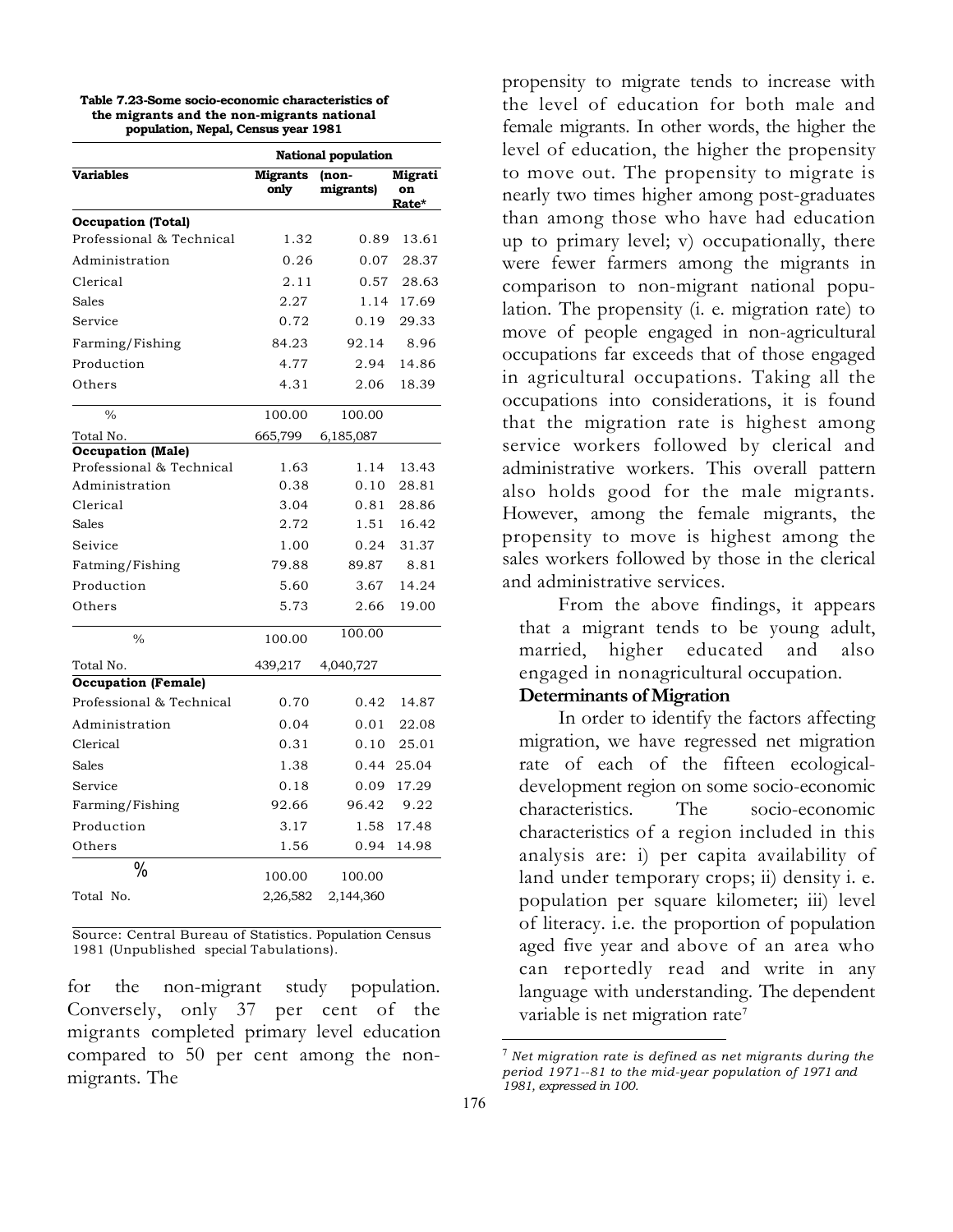**Table 7.23-Some socio-economic characteristics of the migrants and the non-migrants national population, Nepal, Census year 1981**

| Variables | National population | | |
|---|---|---|---|
| | Migrants only | (non-migrants) | Migration Rate* |
| **Occupation (Total)** | | | |
| Professional & Technical | 1.32 | 0.89 | 13.61 |
| Administration | 0.26 | 0.07 | 28.37 |
| Clerical | 2.11 | 0.57 | 28.63 |
| Sales | 2.27 | 1.14 | 17.69 |
| Service | 0.72 | 0.19 | 29.33 |
| Farming/Fishing | 84.23 | 92.14 | 8.96 |
| Production | 4.77 | 2.94 | 14.86 |
| Others | 4.31 | 2.06 | 18.39 |
| % | 100.00 | 100.00 | |
| Total No. | 665,799 | 6,185,087 | |
| **Occupation (Male)** | | | |
| Professional & Technical | 1.63 | 1.14 | 13.43 |
| Administration | 0.38 | 0.10 | 28.81 |
| Clerical | 3.04 | 0.81 | 28.86 |
| Sales | 2.72 | 1.51 | 16.42 |
| Seivice | 1.00 | 0.24 | 31.37 |
| Fatming/Fishing | 79.88 | 89.87 | 8.81 |
| Production | 5.60 | 3.67 | 14.24 |
| Others | 5.73 | 2.66 | 19.00 |
| % | 100.00 | 100.00 | |
| Total No. | 439,217 | 4,040,727 | |
| **Occupation (Female)** | | | |
| Professional & Technical | 0.70 | 0.42 | 14.87 |
| Administration | 0.04 | 0.01 | 22.08 |
| Clerical | 0.31 | 0.10 | 25.01 |
| Sales | 1.38 | 0.44 | 25.04 |
| Service | 0.18 | 0.09 | 17.29 |
| Farming/Fishing | 92.66 | 96.42 | 9.22 |
| Production | 3.17 | 1.58 | 17.48 |
| Others | 1.56 | 0.94 | 14.98 |
| % | 100.00 | 100.00 | |
| Total No. | 2,26,582 | 2,144,360 | |

Source: Central Bureau of Statistics. Population Census 1981 (Unpublished special Tabulations).

for the non-migrant study population. Conversely, only 37 per cent of the migrants completed primary level education compared to 50 per cent among the non-migrants. The propensity to migrate tends to increase with the level of education for both male and female migrants. In other words, the higher the level of education, the higher the propensity to move out. The propensity to migrate is nearly two times higher among post-graduates than among those who have had education up to primary level; v) occupationally, there were fewer farmers among the migrants in comparison to non-migrant national population. The propensity (i. e. migration rate) to move of people engaged in non-agricultural occupations far exceeds that of those engaged in agricultural occupations. Taking all the occupations into considerations, it is found that the migration rate is highest among service workers followed by clerical and administrative workers. This overall pattern also holds good for the male migrants. However, among the female migrants, the propensity to move is highest among the sales workers followed by those in the clerical and administrative services.

From the above findings, it appears that a migrant tends to be young adult, married, higher educated and also engaged in nonagricultural occupation.

### Determinants of Migration

In order to identify the factors affecting migration, we have regressed net migration rate of each of the fifteen ecological-development region on some socio-economic characteristics. The socio-economic characteristics of a region included in this analysis are: i) per capita availability of land under temporary crops; ii) density i. e. population per square kilometer; iii) level of literacy. i.e. the proportion of population aged five year and above of an area who can reportedly read and write in any language with understanding. The dependent variable is net migration rate[7]

[7] *Net migration rate is defined as net migrants during the period 1971--81 to the mid-year population of 1971 and 1981, expressed in 100.*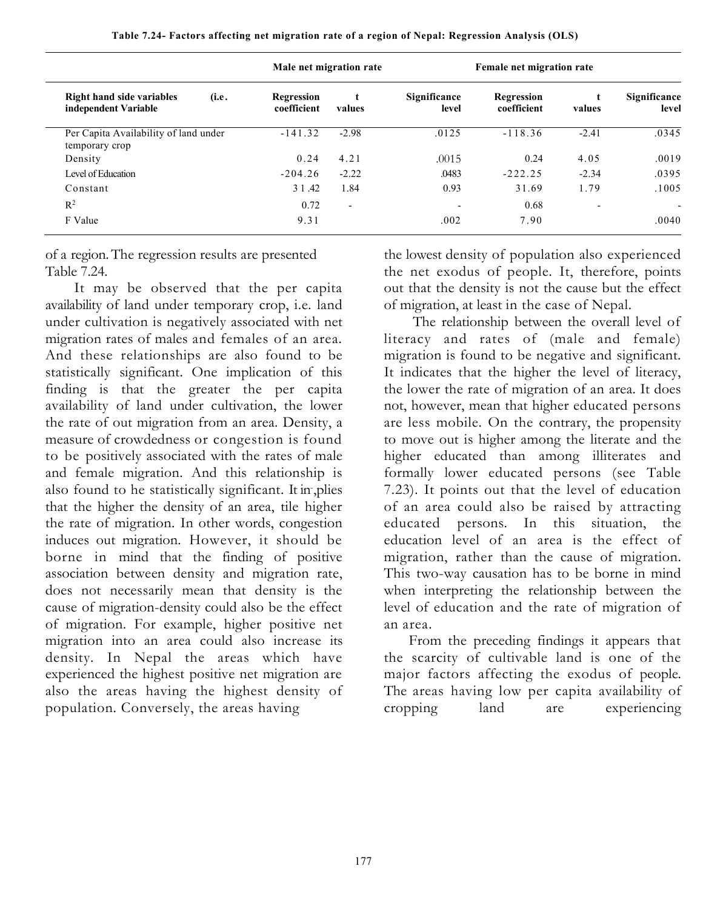**Table 7.24- Factors affecting net migration rate of a region of Nepal: Regression Analysis (OLS)**

| Right hand side variables (i.e. independent Variable | Male net migration rate | | | Female net migration rate | | |
|---|---|---|---|---|---|---|
| | Regression coefficient | t values | Significance level | Regression coefficient | t values | Significance level |
| Per Capita Availability of land under temporary crop | -141.32 | -2.98 | .0125 | -118.36 | -2.41 | .0345 |
| Density | 0.24 | 4.21 | .0015 | 0.24 | 4.05 | .0019 |
| Level of Education | -204.26 | -2.22 | .0483 | -222.25 | -2.34 | .0395 |
| Constant | 31.42 | 1.84 | 0.93 | 31.69 | 1.79 | .1005 |
| $R^2$ | 0.72 | - | - | 0.68 | - | - |
| F Value | 9.31 | | .002 | 7.90 | | .0040 |

of a region. The regression results are presented Table 7.24.

It may be observed that the per capita availability of land under temporary crop, i.e. land under cultivation is negatively associated with net migration rates of males and females of an area. And these relationships are also found to be statistically significant. One implication of this finding is that the greater the per capita availability of land under cultivation, the lower the rate of out migration from an area. Density, a measure of crowdedness or congestion is found to be positively associated with the rates of male and female migration. And this relationship is also found to he statistically significant. It in-,plies that the higher the density of an area, tile higher the rate of migration. In other words, congestion induces out migration. However, it should be borne in mind that the finding of positive association between density and migration rate, does not necessarily mean that density is the cause of migration-density could also be the effect of migration. For example, higher positive net migration into an area could also increase its density. In Nepal the areas which have experienced the highest positive net migration are also the areas having the highest density of population. Conversely, the areas having the lowest density of population also experienced the net exodus of people. It, therefore, points out that the density is not the cause but the effect of migration, at least in the case of Nepal.

The relationship between the overall level of literacy and rates of (male and female) migration is found to be negative and significant. It indicates that the higher the level of literacy, the lower the rate of migration of an area. It does not, however, mean that higher educated persons are less mobile. On the contrary, the propensity to move out is higher among the literate and the higher educated than among illiterates and formally lower educated persons (see Table 7.23). It points out that the level of education of an area could also be raised by attracting educated persons. In this situation, the education level of an area is the effect of migration, rather than the cause of migration. This two-way causation has to be borne in mind when interpreting the relationship between the level of education and the rate of migration of an area.

From the preceding findings it appears that the scarcity of cultivable land is one of the major factors affecting the exodus of people. The areas having low per capita availability of cropping land are experiencing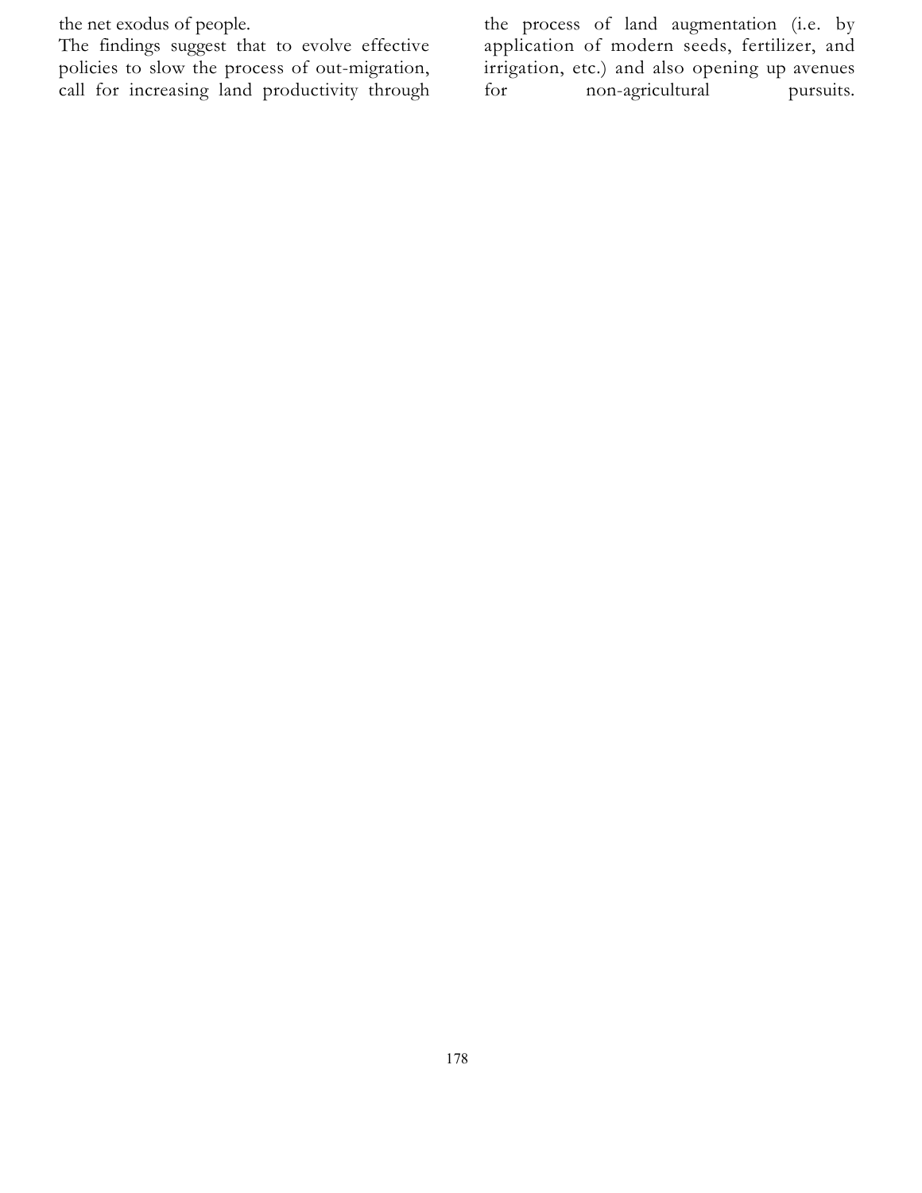the net exodus of people.

The findings suggest that to evolve effective policies to slow the process of out-migration, call for increasing land productivity through the process of land augmentation (i.e. by application of modern seeds, fertilizer, and irrigation, etc.) and also opening up avenues for non-agricultural pursuits.